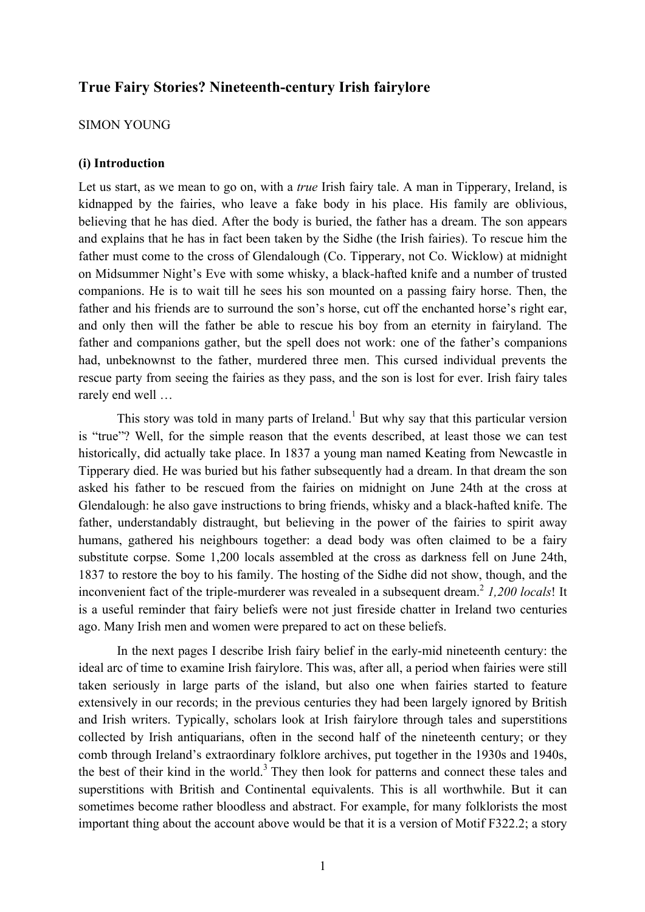# True Fairy Stories? Nineteenth-century Irish fairylore

SIMON YOUNG

### (i) Introduction

Let us start, as we mean to go on, with a *true* Irish fairy tale. A man in Tipperary, Ireland, is kidnapped by the fairies, who leave a fake body in his place. His family are oblivious, believing that he has died. After the body is buried, the father has a dream. The son appears and explains that he has in fact been taken by the Sidhe (the Irish fairies). To rescue him the father must come to the cross of Glendalough (Co. Tipperary, not Co. Wicklow) at midnight on Midsummer Night's Eve with some whisky, a black-hafted knife and a number of trusted companions. He is to wait till he sees his son mounted on a passing fairy horse. Then, the father and his friends are to surround the son's horse, cut off the enchanted horse's right ear, and only then will the father be able to rescue his boy from an eternity in fairyland. The father and companions gather, but the spell does not work: one of the father's companions had, unbeknownst to the father, murdered three men. This cursed individual prevents the rescue party from seeing the fairies as they pass, and the son is lost for ever. Irish fairy tales rarely end well …

This story was told in many parts of Ireland.[1] But why say that this particular version is "true"? Well, for the simple reason that the events described, at least those we can test historically, did actually take place. In 1837 a young man named Keating from Newcastle in Tipperary died. He was buried but his father subsequently had a dream. In that dream the son asked his father to be rescued from the fairies on midnight on June 24th at the cross at Glendalough: he also gave instructions to bring friends, whisky and a black-hafted knife. The father, understandably distraught, but believing in the power of the fairies to spirit away humans, gathered his neighbours together: a dead body was often claimed to be a fairy substitute corpse. Some 1,200 locals assembled at the cross as darkness fell on June 24th, 1837 to restore the boy to his family. The hosting of the Sidhe did not show, though, and the inconvenient fact of the triple-murderer was revealed in a subsequent dream.[2] *1,200 locals*! It is a useful reminder that fairy beliefs were not just fireside chatter in Ireland two centuries ago. Many Irish men and women were prepared to act on these beliefs.

In the next pages I describe Irish fairy belief in the early-mid nineteenth century: the ideal arc of time to examine Irish fairylore. This was, after all, a period when fairies were still taken seriously in large parts of the island, but also one when fairies started to feature extensively in our records; in the previous centuries they had been largely ignored by British and Irish writers. Typically, scholars look at Irish fairylore through tales and superstitions collected by Irish antiquarians, often in the second half of the nineteenth century; or they comb through Ireland's extraordinary folklore archives, put together in the 1930s and 1940s, the best of their kind in the world.[3] They then look for patterns and connect these tales and superstitions with British and Continental equivalents. This is all worthwhile. But it can sometimes become rather bloodless and abstract. For example, for many folklorists the most important thing about the account above would be that it is a version of Motif F322.2; a story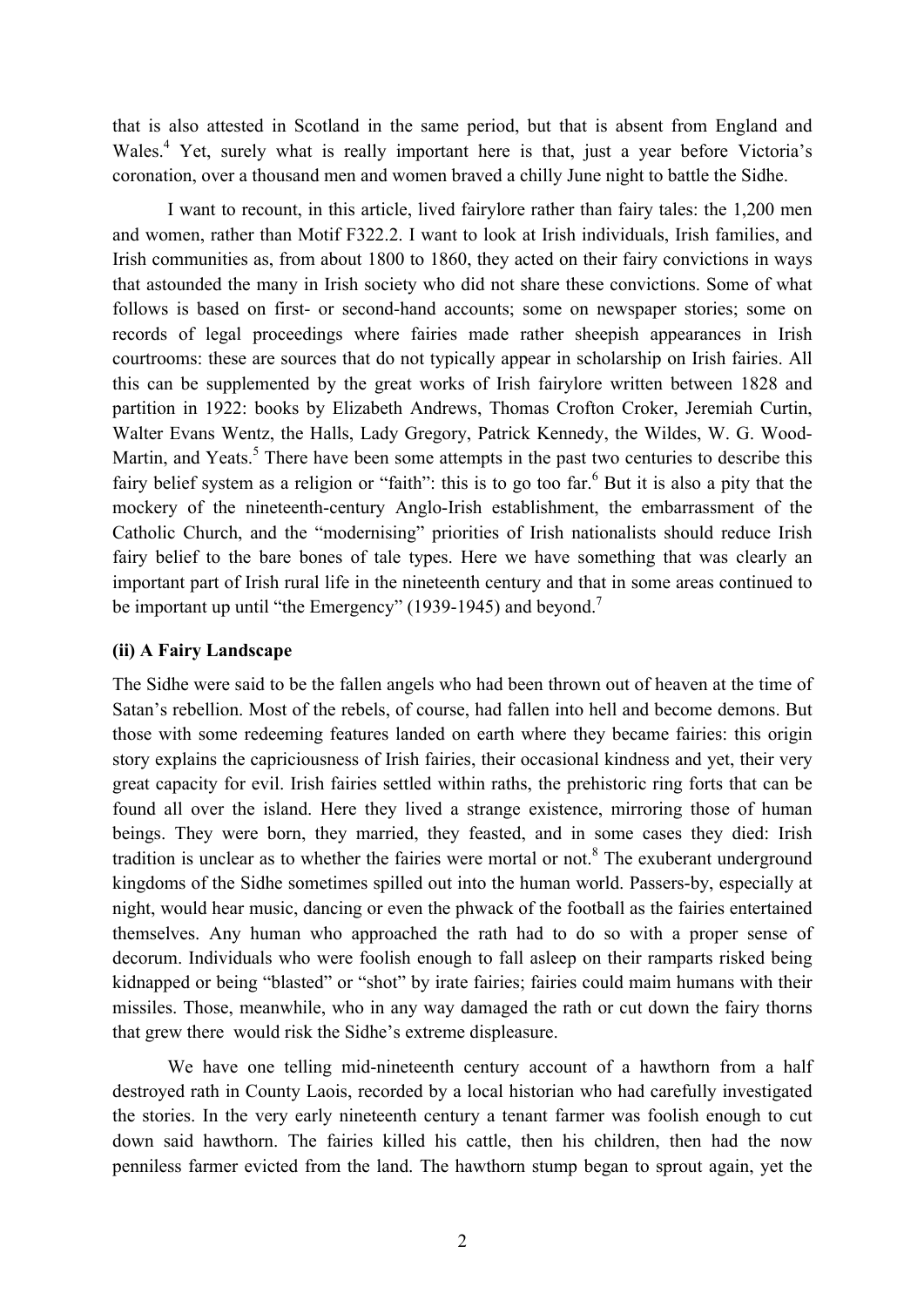that is also attested in Scotland in the same period, but that is absent from England and Wales.[4] Yet, surely what is really important here is that, just a year before Victoria's coronation, over a thousand men and women braved a chilly June night to battle the Sidhe.

I want to recount, in this article, lived fairylore rather than fairy tales: the 1,200 men and women, rather than Motif F322.2. I want to look at Irish individuals, Irish families, and Irish communities as, from about 1800 to 1860, they acted on their fairy convictions in ways that astounded the many in Irish society who did not share these convictions. Some of what follows is based on first- or second-hand accounts; some on newspaper stories; some on records of legal proceedings where fairies made rather sheepish appearances in Irish courtrooms: these are sources that do not typically appear in scholarship on Irish fairies. All this can be supplemented by the great works of Irish fairylore written between 1828 and partition in 1922: books by Elizabeth Andrews, Thomas Crofton Croker, Jeremiah Curtin, Walter Evans Wentz, the Halls, Lady Gregory, Patrick Kennedy, the Wildes, W. G. Wood-Martin, and Yeats.[5] There have been some attempts in the past two centuries to describe this fairy belief system as a religion or "faith": this is to go too far.[6] But it is also a pity that the mockery of the nineteenth-century Anglo-Irish establishment, the embarrassment of the Catholic Church, and the "modernising" priorities of Irish nationalists should reduce Irish fairy belief to the bare bones of tale types. Here we have something that was clearly an important part of Irish rural life in the nineteenth century and that in some areas continued to be important up until "the Emergency" (1939-1945) and beyond.[7]

### (ii) A Fairy Landscape

The Sidhe were said to be the fallen angels who had been thrown out of heaven at the time of Satan's rebellion. Most of the rebels, of course, had fallen into hell and become demons. But those with some redeeming features landed on earth where they became fairies: this origin story explains the capriciousness of Irish fairies, their occasional kindness and yet, their very great capacity for evil. Irish fairies settled within raths, the prehistoric ring forts that can be found all over the island. Here they lived a strange existence, mirroring those of human beings. They were born, they married, they feasted, and in some cases they died: Irish tradition is unclear as to whether the fairies were mortal or not.[8] The exuberant underground kingdoms of the Sidhe sometimes spilled out into the human world. Passers-by, especially at night, would hear music, dancing or even the phwack of the football as the fairies entertained themselves. Any human who approached the rath had to do so with a proper sense of decorum. Individuals who were foolish enough to fall asleep on their ramparts risked being kidnapped or being "blasted" or "shot" by irate fairies; fairies could maim humans with their missiles. Those, meanwhile, who in any way damaged the rath or cut down the fairy thorns that grew there would risk the Sidhe's extreme displeasure.

We have one telling mid-nineteenth century account of a hawthorn from a half destroyed rath in County Laois, recorded by a local historian who had carefully investigated the stories. In the very early nineteenth century a tenant farmer was foolish enough to cut down said hawthorn. The fairies killed his cattle, then his children, then had the now penniless farmer evicted from the land. The hawthorn stump began to sprout again, yet the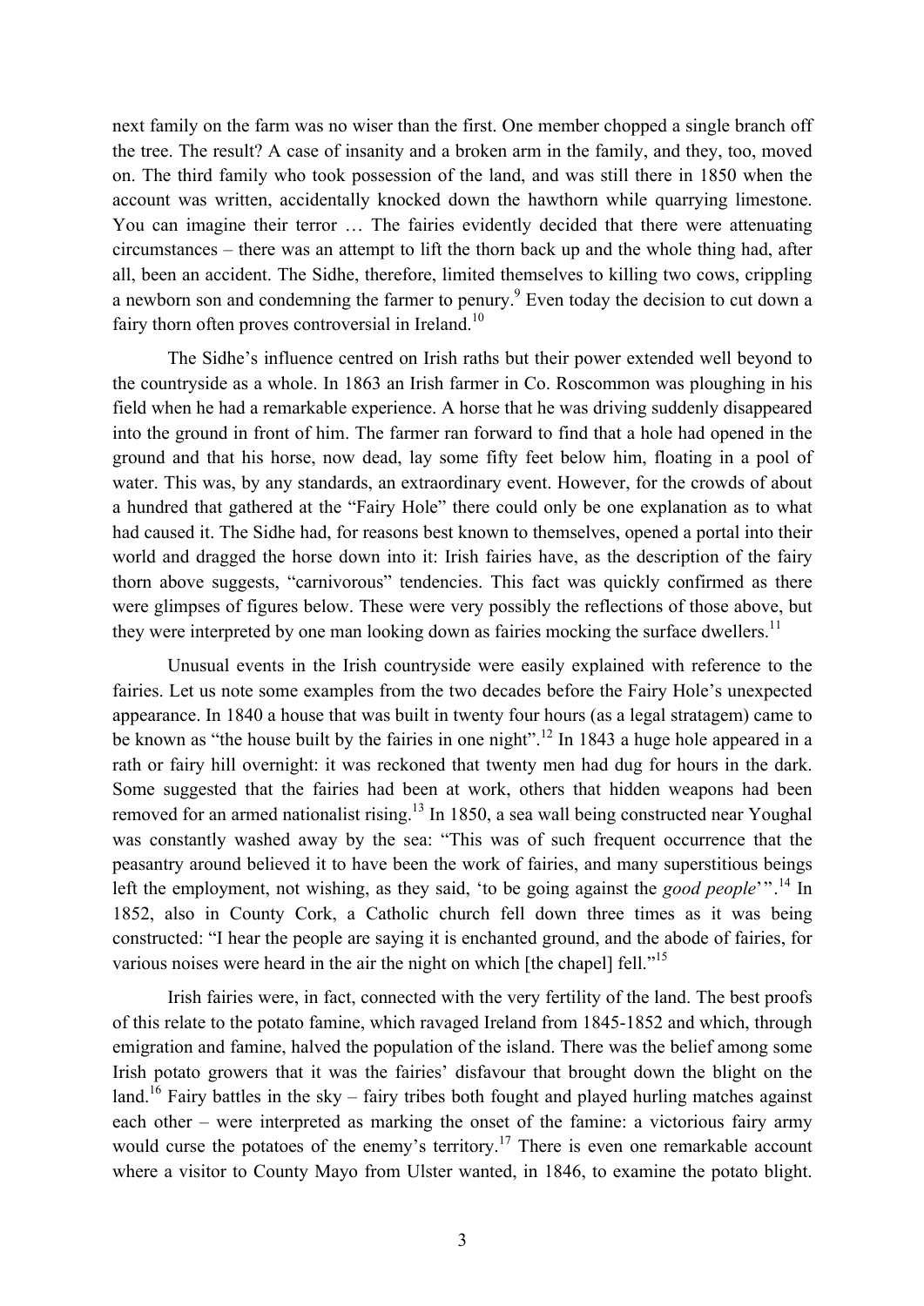next family on the farm was no wiser than the first. One member chopped a single branch off the tree. The result? A case of insanity and a broken arm in the family, and they, too, moved on. The third family who took possession of the land, and was still there in 1850 when the account was written, accidentally knocked down the hawthorn while quarrying limestone. You can imagine their terror … The fairies evidently decided that there were attenuating circumstances – there was an attempt to lift the thorn back up and the whole thing had, after all, been an accident. The Sidhe, therefore, limited themselves to killing two cows, crippling a newborn son and condemning the farmer to penury.[9] Even today the decision to cut down a fairy thorn often proves controversial in Ireland.[10]

The Sidhe's influence centred on Irish raths but their power extended well beyond to the countryside as a whole. In 1863 an Irish farmer in Co. Roscommon was ploughing in his field when he had a remarkable experience. A horse that he was driving suddenly disappeared into the ground in front of him. The farmer ran forward to find that a hole had opened in the ground and that his horse, now dead, lay some fifty feet below him, floating in a pool of water. This was, by any standards, an extraordinary event. However, for the crowds of about a hundred that gathered at the "Fairy Hole" there could only be one explanation as to what had caused it. The Sidhe had, for reasons best known to themselves, opened a portal into their world and dragged the horse down into it: Irish fairies have, as the description of the fairy thorn above suggests, "carnivorous" tendencies. This fact was quickly confirmed as there were glimpses of figures below. These were very possibly the reflections of those above, but they were interpreted by one man looking down as fairies mocking the surface dwellers.[11]

Unusual events in the Irish countryside were easily explained with reference to the fairies. Let us note some examples from the two decades before the Fairy Hole's unexpected appearance. In 1840 a house that was built in twenty four hours (as a legal stratagem) came to be known as "the house built by the fairies in one night".[12] In 1843 a huge hole appeared in a rath or fairy hill overnight: it was reckoned that twenty men had dug for hours in the dark. Some suggested that the fairies had been at work, others that hidden weapons had been removed for an armed nationalist rising.[13] In 1850, a sea wall being constructed near Youghal was constantly washed away by the sea: "This was of such frequent occurrence that the peasantry around believed it to have been the work of fairies, and many superstitious beings left the employment, not wishing, as they said, 'to be going against the *good people*'".[14] In 1852, also in County Cork, a Catholic church fell down three times as it was being constructed: "I hear the people are saying it is enchanted ground, and the abode of fairies, for various noises were heard in the air the night on which [the chapel] fell."[15]

Irish fairies were, in fact, connected with the very fertility of the land. The best proofs of this relate to the potato famine, which ravaged Ireland from 1845-1852 and which, through emigration and famine, halved the population of the island. There was the belief among some Irish potato growers that it was the fairies' disfavour that brought down the blight on the land.[16] Fairy battles in the sky – fairy tribes both fought and played hurling matches against each other – were interpreted as marking the onset of the famine: a victorious fairy army would curse the potatoes of the enemy's territory.[17] There is even one remarkable account where a visitor to County Mayo from Ulster wanted, in 1846, to examine the potato blight.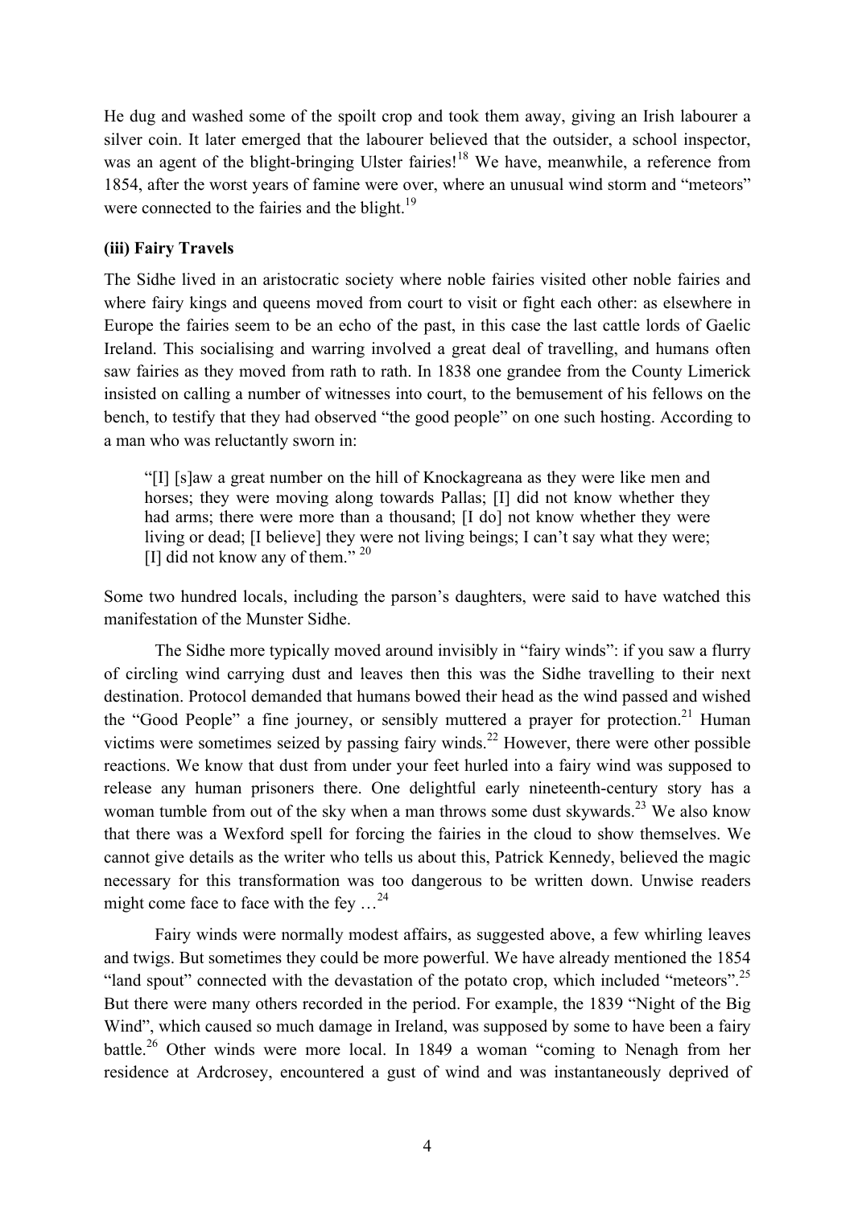He dug and washed some of the spoilt crop and took them away, giving an Irish labourer a silver coin. It later emerged that the labourer believed that the outsider, a school inspector, was an agent of the blight-bringing Ulster fairies![18] We have, meanwhile, a reference from 1854, after the worst years of famine were over, where an unusual wind storm and "meteors" were connected to the fairies and the blight.[19]

### (iii) Fairy Travels

The Sidhe lived in an aristocratic society where noble fairies visited other noble fairies and where fairy kings and queens moved from court to visit or fight each other: as elsewhere in Europe the fairies seem to be an echo of the past, in this case the last cattle lords of Gaelic Ireland. This socialising and warring involved a great deal of travelling, and humans often saw fairies as they moved from rath to rath. In 1838 one grandee from the County Limerick insisted on calling a number of witnesses into court, to the bemusement of his fellows on the bench, to testify that they had observed "the good people" on one such hosting. According to a man who was reluctantly sworn in:

> "[I] [s]aw a great number on the hill of Knockagreana as they were like men and horses; they were moving along towards Pallas; [I] did not know whether they had arms; there were more than a thousand; [I do] not know whether they were living or dead; [I believe] they were not living beings; I can't say what they were; [I] did not know any of them." [20]

Some two hundred locals, including the parson's daughters, were said to have watched this manifestation of the Munster Sidhe.

The Sidhe more typically moved around invisibly in "fairy winds": if you saw a flurry of circling wind carrying dust and leaves then this was the Sidhe travelling to their next destination. Protocol demanded that humans bowed their head as the wind passed and wished the "Good People" a fine journey, or sensibly muttered a prayer for protection.[21] Human victims were sometimes seized by passing fairy winds.[22] However, there were other possible reactions. We know that dust from under your feet hurled into a fairy wind was supposed to release any human prisoners there. One delightful early nineteenth-century story has a woman tumble from out of the sky when a man throws some dust skywards.[23] We also know that there was a Wexford spell for forcing the fairies in the cloud to show themselves. We cannot give details as the writer who tells us about this, Patrick Kennedy, believed the magic necessary for this transformation was too dangerous to be written down. Unwise readers might come face to face with the fey …[24]

Fairy winds were normally modest affairs, as suggested above, a few whirling leaves and twigs. But sometimes they could be more powerful. We have already mentioned the 1854 "land spout" connected with the devastation of the potato crop, which included "meteors".[25] But there were many others recorded in the period. For example, the 1839 "Night of the Big Wind", which caused so much damage in Ireland, was supposed by some to have been a fairy battle.[26] Other winds were more local. In 1849 a woman "coming to Nenagh from her residence at Ardcrosey, encountered a gust of wind and was instantaneously deprived of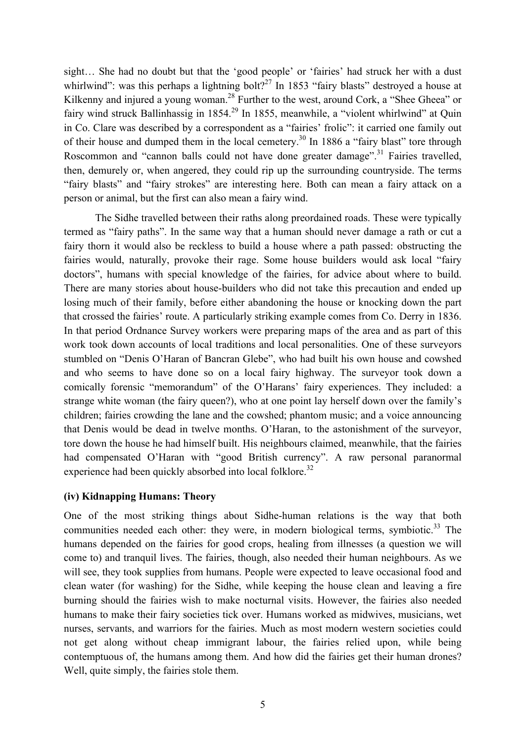sight… She had no doubt but that the 'good people' or 'fairies' had struck her with a dust whirlwind": was this perhaps a lightning bolt?[27] In 1853 "fairy blasts" destroyed a house at Kilkenny and injured a young woman.[28] Further to the west, around Cork, a "Shee Gheea" or fairy wind struck Ballinhassig in 1854.[29] In 1855, meanwhile, a "violent whirlwind" at Quin in Co. Clare was described by a correspondent as a "fairies' frolic": it carried one family out of their house and dumped them in the local cemetery.[30] In 1886 a "fairy blast" tore through Roscommon and "cannon balls could not have done greater damage".[31] Fairies travelled, then, demurely or, when angered, they could rip up the surrounding countryside. The terms "fairy blasts" and "fairy strokes" are interesting here. Both can mean a fairy attack on a person or animal, but the first can also mean a fairy wind.

The Sidhe travelled between their raths along preordained roads. These were typically termed as "fairy paths". In the same way that a human should never damage a rath or cut a fairy thorn it would also be reckless to build a house where a path passed: obstructing the fairies would, naturally, provoke their rage. Some house builders would ask local "fairy doctors", humans with special knowledge of the fairies, for advice about where to build. There are many stories about house-builders who did not take this precaution and ended up losing much of their family, before either abandoning the house or knocking down the part that crossed the fairies' route. A particularly striking example comes from Co. Derry in 1836. In that period Ordnance Survey workers were preparing maps of the area and as part of this work took down accounts of local traditions and local personalities. One of these surveyors stumbled on "Denis O'Haran of Bancran Glebe", who had built his own house and cowshed and who seems to have done so on a local fairy highway. The surveyor took down a comically forensic "memorandum" of the O'Harans' fairy experiences. They included: a strange white woman (the fairy queen?), who at one point lay herself down over the family's children; fairies crowding the lane and the cowshed; phantom music; and a voice announcing that Denis would be dead in twelve months. O'Haran, to the astonishment of the surveyor, tore down the house he had himself built. His neighbours claimed, meanwhile, that the fairies had compensated O'Haran with "good British currency". A raw personal paranormal experience had been quickly absorbed into local folklore.[32]

### (iv) Kidnapping Humans: Theory

One of the most striking things about Sidhe-human relations is the way that both communities needed each other: they were, in modern biological terms, symbiotic.[33] The humans depended on the fairies for good crops, healing from illnesses (a question we will come to) and tranquil lives. The fairies, though, also needed their human neighbours. As we will see, they took supplies from humans. People were expected to leave occasional food and clean water (for washing) for the Sidhe, while keeping the house clean and leaving a fire burning should the fairies wish to make nocturnal visits. However, the fairies also needed humans to make their fairy societies tick over. Humans worked as midwives, musicians, wet nurses, servants, and warriors for the fairies. Much as most modern western societies could not get along without cheap immigrant labour, the fairies relied upon, while being contemptuous of, the humans among them. And how did the fairies get their human drones? Well, quite simply, the fairies stole them.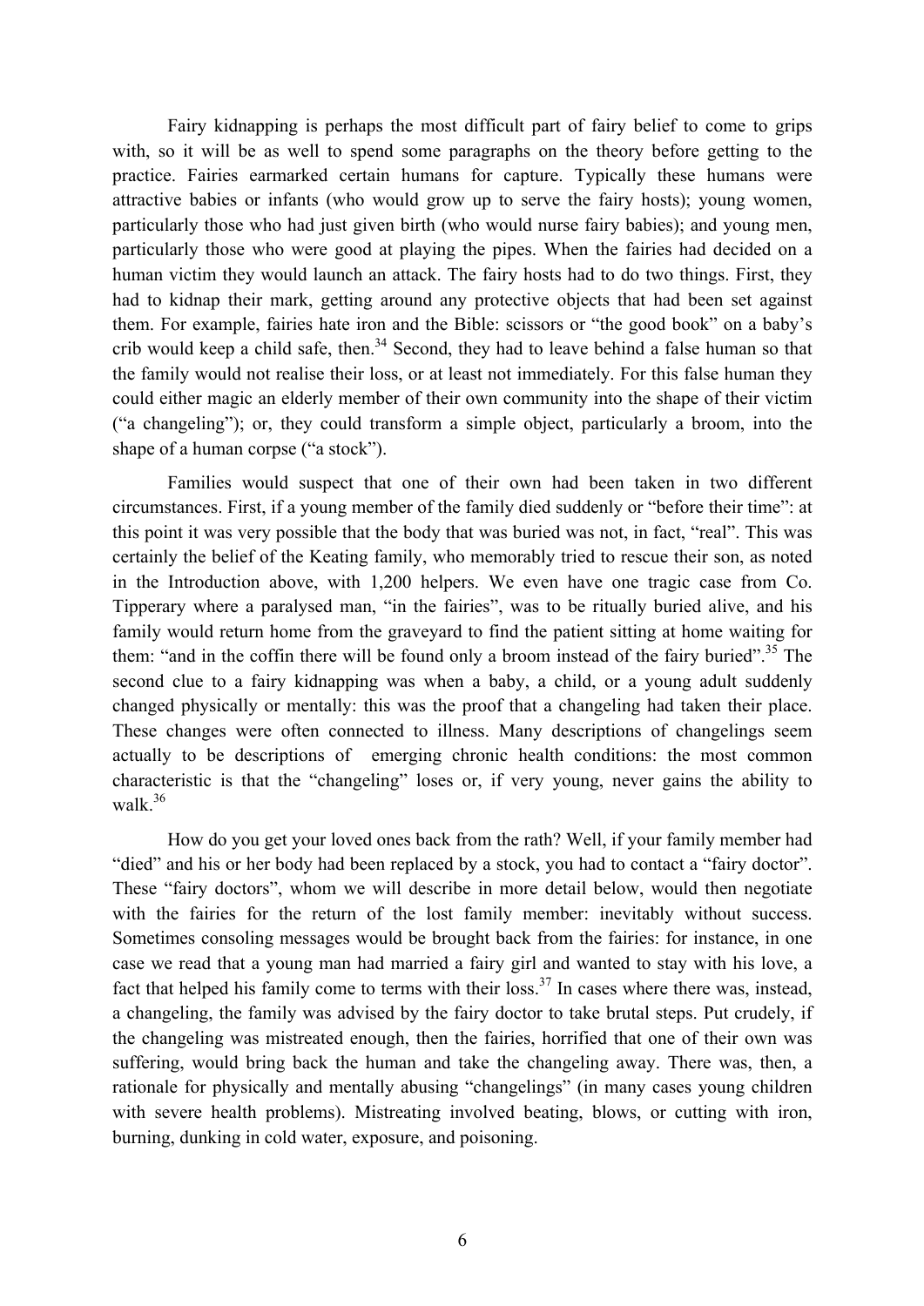Fairy kidnapping is perhaps the most difficult part of fairy belief to come to grips with, so it will be as well to spend some paragraphs on the theory before getting to the practice. Fairies earmarked certain humans for capture. Typically these humans were attractive babies or infants (who would grow up to serve the fairy hosts); young women, particularly those who had just given birth (who would nurse fairy babies); and young men, particularly those who were good at playing the pipes. When the fairies had decided on a human victim they would launch an attack. The fairy hosts had to do two things. First, they had to kidnap their mark, getting around any protective objects that had been set against them. For example, fairies hate iron and the Bible: scissors or "the good book" on a baby's crib would keep a child safe, then.[34] Second, they had to leave behind a false human so that the family would not realise their loss, or at least not immediately. For this false human they could either magic an elderly member of their own community into the shape of their victim ("a changeling"); or, they could transform a simple object, particularly a broom, into the shape of a human corpse ("a stock").

Families would suspect that one of their own had been taken in two different circumstances. First, if a young member of the family died suddenly or "before their time": at this point it was very possible that the body that was buried was not, in fact, "real". This was certainly the belief of the Keating family, who memorably tried to rescue their son, as noted in the Introduction above, with 1,200 helpers. We even have one tragic case from Co. Tipperary where a paralysed man, "in the fairies", was to be ritually buried alive, and his family would return home from the graveyard to find the patient sitting at home waiting for them: "and in the coffin there will be found only a broom instead of the fairy buried".[35] The second clue to a fairy kidnapping was when a baby, a child, or a young adult suddenly changed physically or mentally: this was the proof that a changeling had taken their place. These changes were often connected to illness. Many descriptions of changelings seem actually to be descriptions of emerging chronic health conditions: the most common characteristic is that the "changeling" loses or, if very young, never gains the ability to walk.[36]

How do you get your loved ones back from the rath? Well, if your family member had "died" and his or her body had been replaced by a stock, you had to contact a "fairy doctor". These "fairy doctors", whom we will describe in more detail below, would then negotiate with the fairies for the return of the lost family member: inevitably without success. Sometimes consoling messages would be brought back from the fairies: for instance, in one case we read that a young man had married a fairy girl and wanted to stay with his love, a fact that helped his family come to terms with their loss.[37] In cases where there was, instead, a changeling, the family was advised by the fairy doctor to take brutal steps. Put crudely, if the changeling was mistreated enough, then the fairies, horrified that one of their own was suffering, would bring back the human and take the changeling away. There was, then, a rationale for physically and mentally abusing "changelings" (in many cases young children with severe health problems). Mistreating involved beating, blows, or cutting with iron, burning, dunking in cold water, exposure, and poisoning.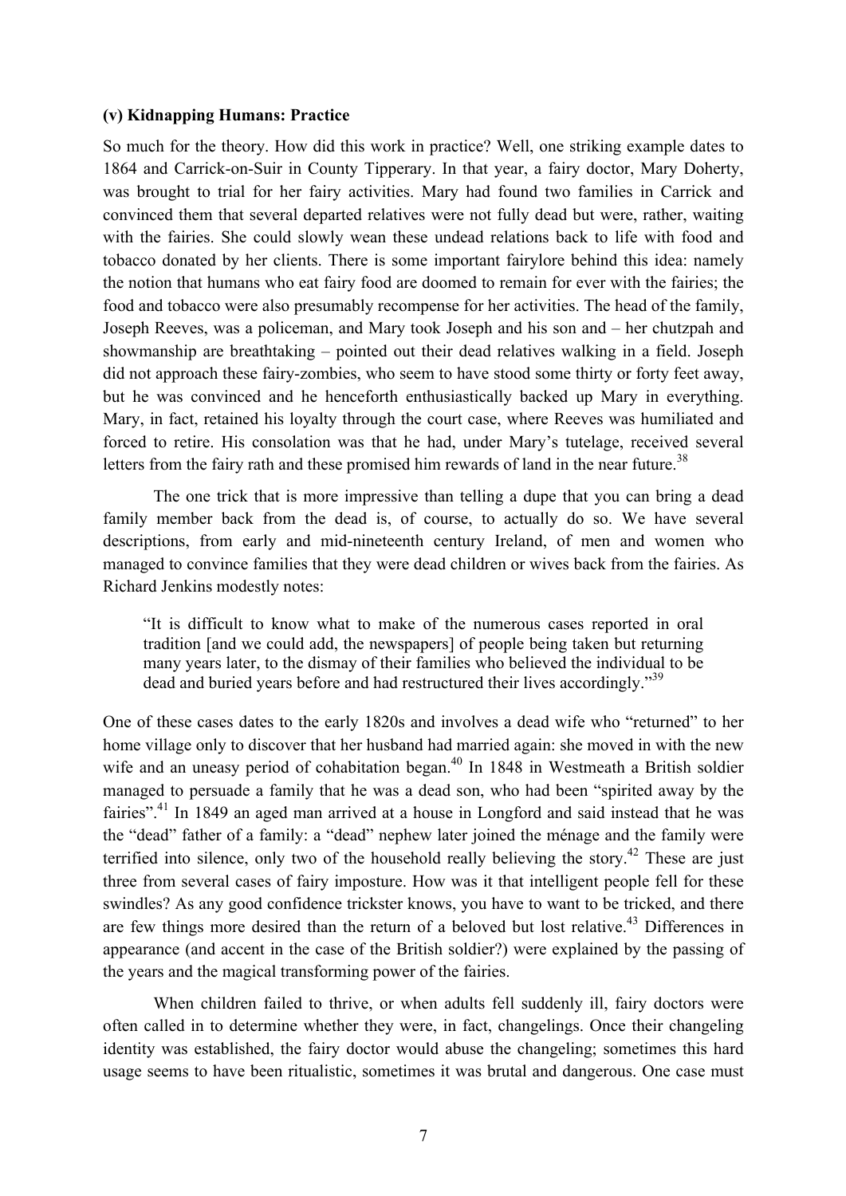### (v) Kidnapping Humans: Practice

So much for the theory. How did this work in practice? Well, one striking example dates to 1864 and Carrick-on-Suir in County Tipperary. In that year, a fairy doctor, Mary Doherty, was brought to trial for her fairy activities. Mary had found two families in Carrick and convinced them that several departed relatives were not fully dead but were, rather, waiting with the fairies. She could slowly wean these undead relations back to life with food and tobacco donated by her clients. There is some important fairylore behind this idea: namely the notion that humans who eat fairy food are doomed to remain for ever with the fairies; the food and tobacco were also presumably recompense for her activities. The head of the family, Joseph Reeves, was a policeman, and Mary took Joseph and his son and – her chutzpah and showmanship are breathtaking – pointed out their dead relatives walking in a field. Joseph did not approach these fairy-zombies, who seem to have stood some thirty or forty feet away, but he was convinced and he henceforth enthusiastically backed up Mary in everything. Mary, in fact, retained his loyalty through the court case, where Reeves was humiliated and forced to retire. His consolation was that he had, under Mary's tutelage, received several letters from the fairy rath and these promised him rewards of land in the near future.[38]

The one trick that is more impressive than telling a dupe that you can bring a dead family member back from the dead is, of course, to actually do so. We have several descriptions, from early and mid-nineteenth century Ireland, of men and women who managed to convince families that they were dead children or wives back from the fairies. As Richard Jenkins modestly notes:

> "It is difficult to know what to make of the numerous cases reported in oral tradition [and we could add, the newspapers] of people being taken but returning many years later, to the dismay of their families who believed the individual to be dead and buried years before and had restructured their lives accordingly."[39]

One of these cases dates to the early 1820s and involves a dead wife who "returned" to her home village only to discover that her husband had married again: she moved in with the new wife and an uneasy period of cohabitation began.[40] In 1848 in Westmeath a British soldier managed to persuade a family that he was a dead son, who had been "spirited away by the fairies".[41] In 1849 an aged man arrived at a house in Longford and said instead that he was the "dead" father of a family: a "dead" nephew later joined the ménage and the family were terrified into silence, only two of the household really believing the story.[42] These are just three from several cases of fairy imposture. How was it that intelligent people fell for these swindles? As any good confidence trickster knows, you have to want to be tricked, and there are few things more desired than the return of a beloved but lost relative.[43] Differences in appearance (and accent in the case of the British soldier?) were explained by the passing of the years and the magical transforming power of the fairies.

When children failed to thrive, or when adults fell suddenly ill, fairy doctors were often called in to determine whether they were, in fact, changelings. Once their changeling identity was established, the fairy doctor would abuse the changeling; sometimes this hard usage seems to have been ritualistic, sometimes it was brutal and dangerous. One case must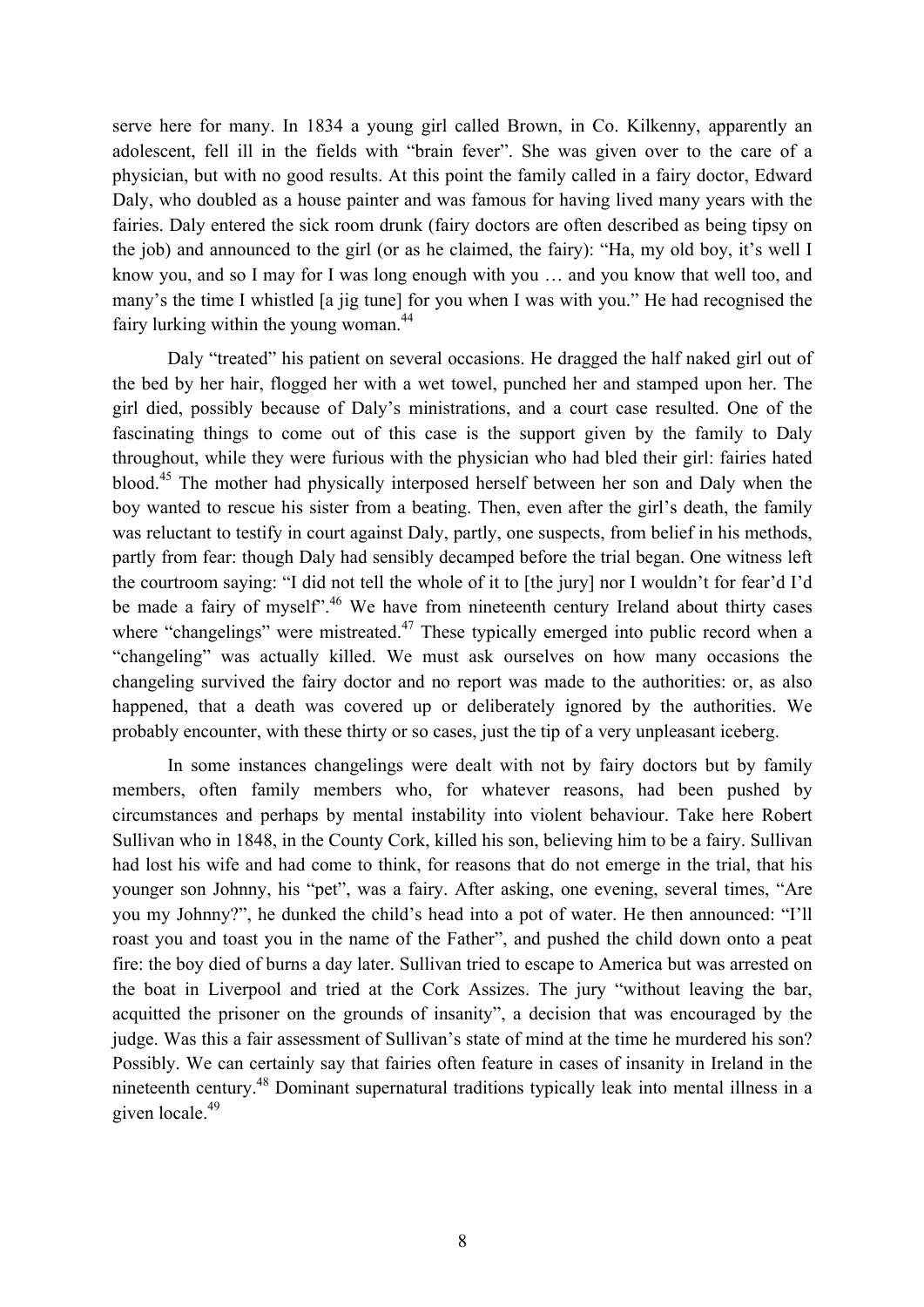serve here for many. In 1834 a young girl called Brown, in Co. Kilkenny, apparently an adolescent, fell ill in the fields with "brain fever". She was given over to the care of a physician, but with no good results. At this point the family called in a fairy doctor, Edward Daly, who doubled as a house painter and was famous for having lived many years with the fairies. Daly entered the sick room drunk (fairy doctors are often described as being tipsy on the job) and announced to the girl (or as he claimed, the fairy): "Ha, my old boy, it's well I know you, and so I may for I was long enough with you … and you know that well too, and many's the time I whistled [a jig tune] for you when I was with you." He had recognised the fairy lurking within the young woman.[44]

Daly "treated" his patient on several occasions. He dragged the half naked girl out of the bed by her hair, flogged her with a wet towel, punched her and stamped upon her. The girl died, possibly because of Daly's ministrations, and a court case resulted. One of the fascinating things to come out of this case is the support given by the family to Daly throughout, while they were furious with the physician who had bled their girl: fairies hated blood.[45] The mother had physically interposed herself between her son and Daly when the boy wanted to rescue his sister from a beating. Then, even after the girl's death, the family was reluctant to testify in court against Daly, partly, one suspects, from belief in his methods, partly from fear: though Daly had sensibly decamped before the trial began. One witness left the courtroom saying: "I did not tell the whole of it to [the jury] nor I wouldn't for fear'd I'd be made a fairy of myself".[46] We have from nineteenth century Ireland about thirty cases where "changelings" were mistreated.[47] These typically emerged into public record when a "changeling" was actually killed. We must ask ourselves on how many occasions the changeling survived the fairy doctor and no report was made to the authorities: or, as also happened, that a death was covered up or deliberately ignored by the authorities. We probably encounter, with these thirty or so cases, just the tip of a very unpleasant iceberg.

In some instances changelings were dealt with not by fairy doctors but by family members, often family members who, for whatever reasons, had been pushed by circumstances and perhaps by mental instability into violent behaviour. Take here Robert Sullivan who in 1848, in the County Cork, killed his son, believing him to be a fairy. Sullivan had lost his wife and had come to think, for reasons that do not emerge in the trial, that his younger son Johnny, his "pet", was a fairy. After asking, one evening, several times, "Are you my Johnny?", he dunked the child's head into a pot of water. He then announced: "I'll roast you and toast you in the name of the Father", and pushed the child down onto a peat fire: the boy died of burns a day later. Sullivan tried to escape to America but was arrested on the boat in Liverpool and tried at the Cork Assizes. The jury "without leaving the bar, acquitted the prisoner on the grounds of insanity", a decision that was encouraged by the judge. Was this a fair assessment of Sullivan's state of mind at the time he murdered his son? Possibly. We can certainly say that fairies often feature in cases of insanity in Ireland in the nineteenth century.[48] Dominant supernatural traditions typically leak into mental illness in a given locale.[49]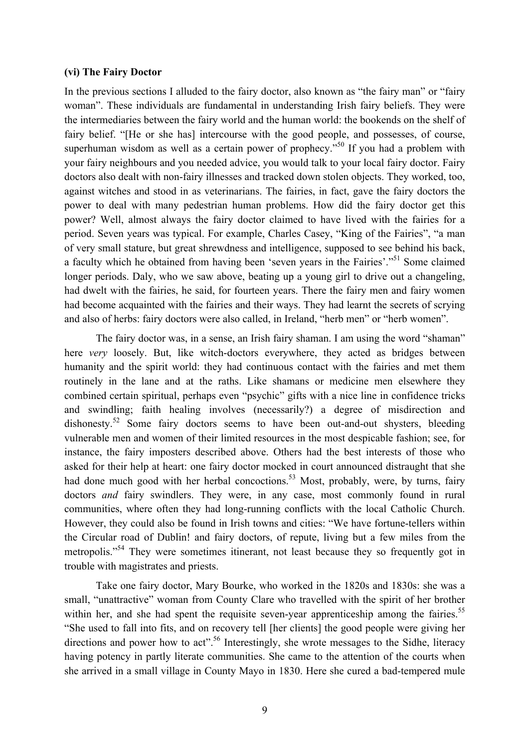### (vi) The Fairy Doctor

In the previous sections I alluded to the fairy doctor, also known as "the fairy man" or "fairy woman". These individuals are fundamental in understanding Irish fairy beliefs. They were the intermediaries between the fairy world and the human world: the bookends on the shelf of fairy belief. "[He or she has] intercourse with the good people, and possesses, of course, superhuman wisdom as well as a certain power of prophecy."[50] If you had a problem with your fairy neighbours and you needed advice, you would talk to your local fairy doctor. Fairy doctors also dealt with non-fairy illnesses and tracked down stolen objects. They worked, too, against witches and stood in as veterinarians. The fairies, in fact, gave the fairy doctors the power to deal with many pedestrian human problems. How did the fairy doctor get this power? Well, almost always the fairy doctor claimed to have lived with the fairies for a period. Seven years was typical. For example, Charles Casey, "King of the Fairies", "a man of very small stature, but great shrewdness and intelligence, supposed to see behind his back, a faculty which he obtained from having been 'seven years in the Fairies'."[51] Some claimed longer periods. Daly, who we saw above, beating up a young girl to drive out a changeling, had dwelt with the fairies, he said, for fourteen years. There the fairy men and fairy women had become acquainted with the fairies and their ways. They had learnt the secrets of scrying and also of herbs: fairy doctors were also called, in Ireland, "herb men" or "herb women".

The fairy doctor was, in a sense, an Irish fairy shaman. I am using the word "shaman" here *very* loosely. But, like witch-doctors everywhere, they acted as bridges between humanity and the spirit world: they had continuous contact with the fairies and met them routinely in the lane and at the raths. Like shamans or medicine men elsewhere they combined certain spiritual, perhaps even "psychic" gifts with a nice line in confidence tricks and swindling; faith healing involves (necessarily?) a degree of misdirection and dishonesty.[52] Some fairy doctors seems to have been out-and-out shysters, bleeding vulnerable men and women of their limited resources in the most despicable fashion; see, for instance, the fairy imposters described above. Others had the best interests of those who asked for their help at heart: one fairy doctor mocked in court announced distraught that she had done much good with her herbal concoctions.[53] Most, probably, were, by turns, fairy doctors *and* fairy swindlers. They were, in any case, most commonly found in rural communities, where often they had long-running conflicts with the local Catholic Church. However, they could also be found in Irish towns and cities: "We have fortune-tellers within the Circular road of Dublin! and fairy doctors, of repute, living but a few miles from the metropolis."[54] They were sometimes itinerant, not least because they so frequently got in trouble with magistrates and priests.

Take one fairy doctor, Mary Bourke, who worked in the 1820s and 1830s: she was a small, "unattractive" woman from County Clare who travelled with the spirit of her brother within her, and she had spent the requisite seven-year apprenticeship among the fairies.[55] "She used to fall into fits, and on recovery tell [her clients] the good people were giving her directions and power how to act".[56] Interestingly, she wrote messages to the Sidhe, literacy having potency in partly literate communities. She came to the attention of the courts when she arrived in a small village in County Mayo in 1830. Here she cured a bad-tempered mule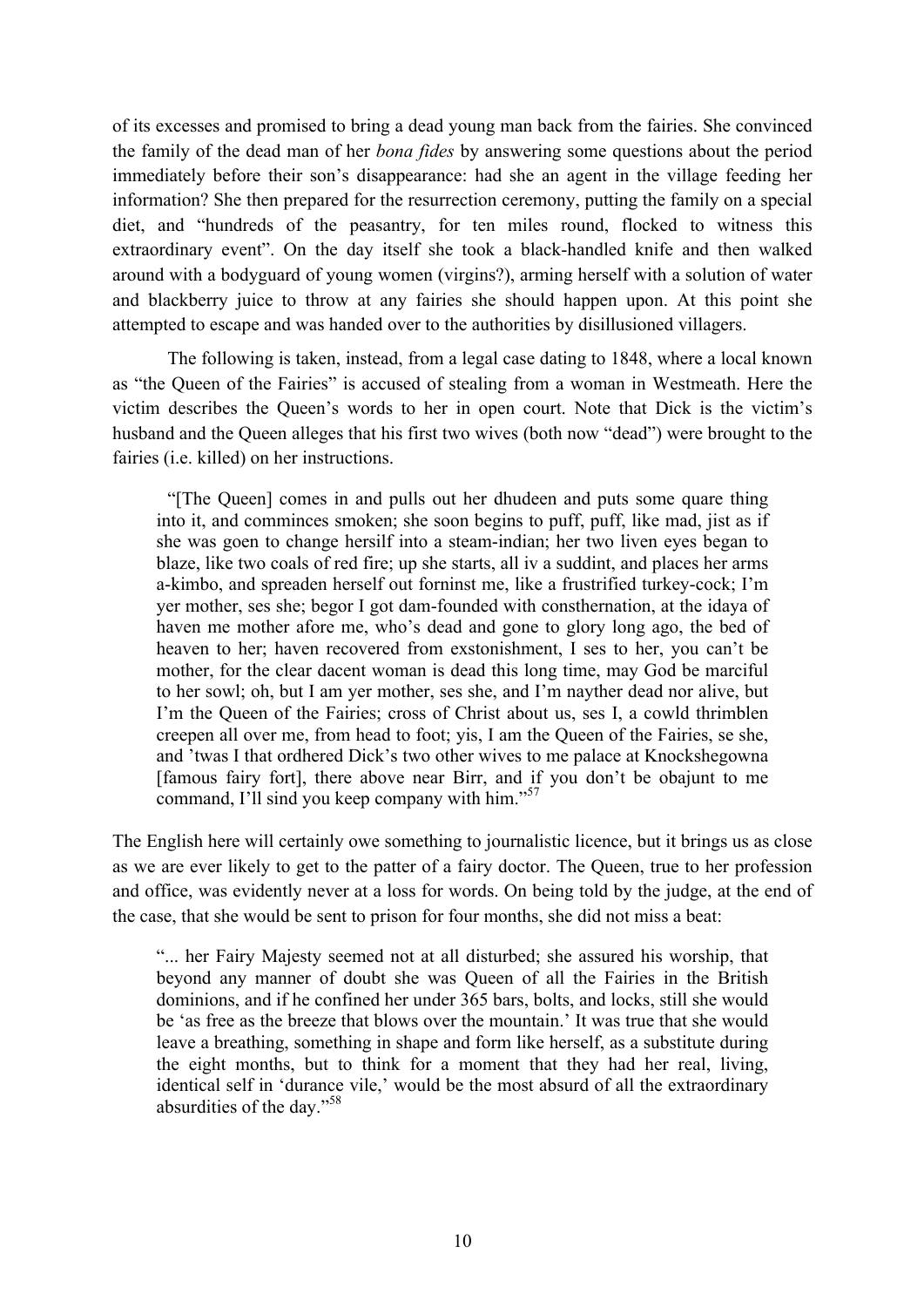of its excesses and promised to bring a dead young man back from the fairies. She convinced the family of the dead man of her *bona fides* by answering some questions about the period immediately before their son's disappearance: had she an agent in the village feeding her information? She then prepared for the resurrection ceremony, putting the family on a special diet, and "hundreds of the peasantry, for ten miles round, flocked to witness this extraordinary event". On the day itself she took a black-handled knife and then walked around with a bodyguard of young women (virgins?), arming herself with a solution of water and blackberry juice to throw at any fairies she should happen upon. At this point she attempted to escape and was handed over to the authorities by disillusioned villagers.

The following is taken, instead, from a legal case dating to 1848, where a local known as "the Queen of the Fairies" is accused of stealing from a woman in Westmeath. Here the victim describes the Queen's words to her in open court. Note that Dick is the victim's husband and the Queen alleges that his first two wives (both now "dead") were brought to the fairies (i.e. killed) on her instructions.

> "[The Queen] comes in and pulls out her dhudeen and puts some quare thing into it, and comminces smoken; she soon begins to puff, puff, like mad, jist as if she was goen to change hersilf into a steam-indian; her two liven eyes began to blaze, like two coals of red fire; up she starts, all iv a suddint, and places her arms a-kimbo, and spreaden herself out forninst me, like a frustrified turkey-cock; I'm yer mother, ses she; begor I got dam-founded with consthernation, at the idaya of haven me mother afore me, who's dead and gone to glory long ago, the bed of heaven to her; haven recovered from exstonishment, I ses to her, you can't be mother, for the clear dacent woman is dead this long time, may God be marciful to her sowl; oh, but I am yer mother, ses she, and I'm nayther dead nor alive, but I'm the Queen of the Fairies; cross of Christ about us, ses I, a cowld thrimblen creepen all over me, from head to foot; yis, I am the Queen of the Fairies, se she, and 'twas I that ordhered Dick's two other wives to me palace at Knockshegowna [famous fairy fort], there above near Birr, and if you don't be obajunt to me command, I'll sind you keep company with him."[57]

The English here will certainly owe something to journalistic licence, but it brings us as close as we are ever likely to get to the patter of a fairy doctor. The Queen, true to her profession and office, was evidently never at a loss for words. On being told by the judge, at the end of the case, that she would be sent to prison for four months, she did not miss a beat:

> "... her Fairy Majesty seemed not at all disturbed; she assured his worship, that beyond any manner of doubt she was Queen of all the Fairies in the British dominions, and if he confined her under 365 bars, bolts, and locks, still she would be 'as free as the breeze that blows over the mountain.' It was true that she would leave a breathing, something in shape and form like herself, as a substitute during the eight months, but to think for a moment that they had her real, living, identical self in 'durance vile,' would be the most absurd of all the extraordinary absurdities of the day."[58]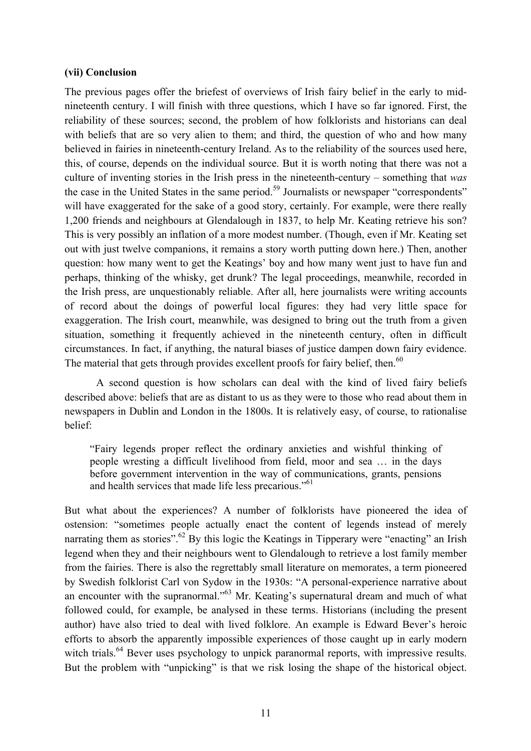**(vii) Conclusion**

The previous pages offer the briefest of overviews of Irish fairy belief in the early to mid-nineteenth century. I will finish with three questions, which I have so far ignored. First, the reliability of these sources; second, the problem of how folklorists and historians can deal with beliefs that are so very alien to them; and third, the question of who and how many believed in fairies in nineteenth-century Ireland. As to the reliability of the sources used here, this, of course, depends on the individual source. But it is worth noting that there was not a culture of inventing stories in the Irish press in the nineteenth-century – something that *was* the case in the United States in the same period.[59] Journalists or newspaper "correspondents" will have exaggerated for the sake of a good story, certainly. For example, were there really 1,200 friends and neighbours at Glendalough in 1837, to help Mr. Keating retrieve his son? This is very possibly an inflation of a more modest number. (Though, even if Mr. Keating set out with just twelve companions, it remains a story worth putting down here.) Then, another question: how many went to get the Keatings' boy and how many went just to have fun and perhaps, thinking of the whisky, get drunk? The legal proceedings, meanwhile, recorded in the Irish press, are unquestionably reliable. After all, here journalists were writing accounts of record about the doings of powerful local figures: they had very little space for exaggeration. The Irish court, meanwhile, was designed to bring out the truth from a given situation, something it frequently achieved in the nineteenth century, often in difficult circumstances. In fact, if anything, the natural biases of justice dampen down fairy evidence. The material that gets through provides excellent proofs for fairy belief, then.[60]

A second question is how scholars can deal with the kind of lived fairy beliefs described above: beliefs that are as distant to us as they were to those who read about them in newspapers in Dublin and London in the 1800s. It is relatively easy, of course, to rationalise belief:

> "Fairy legends proper reflect the ordinary anxieties and wishful thinking of people wresting a difficult livelihood from field, moor and sea … in the days before government intervention in the way of communications, grants, pensions and health services that made life less precarious."[61]

But what about the experiences? A number of folklorists have pioneered the idea of ostension: "sometimes people actually enact the content of legends instead of merely narrating them as stories".[62] By this logic the Keatings in Tipperary were "enacting" an Irish legend when they and their neighbours went to Glendalough to retrieve a lost family member from the fairies. There is also the regrettably small literature on memorates, a term pioneered by Swedish folklorist Carl von Sydow in the 1930s: "A personal-experience narrative about an encounter with the supranormal."[63] Mr. Keating's supernatural dream and much of what followed could, for example, be analysed in these terms. Historians (including the present author) have also tried to deal with lived folklore. An example is Edward Bever's heroic efforts to absorb the apparently impossible experiences of those caught up in early modern witch trials.[64] Bever uses psychology to unpick paranormal reports, with impressive results. But the problem with "unpicking" is that we risk losing the shape of the historical object.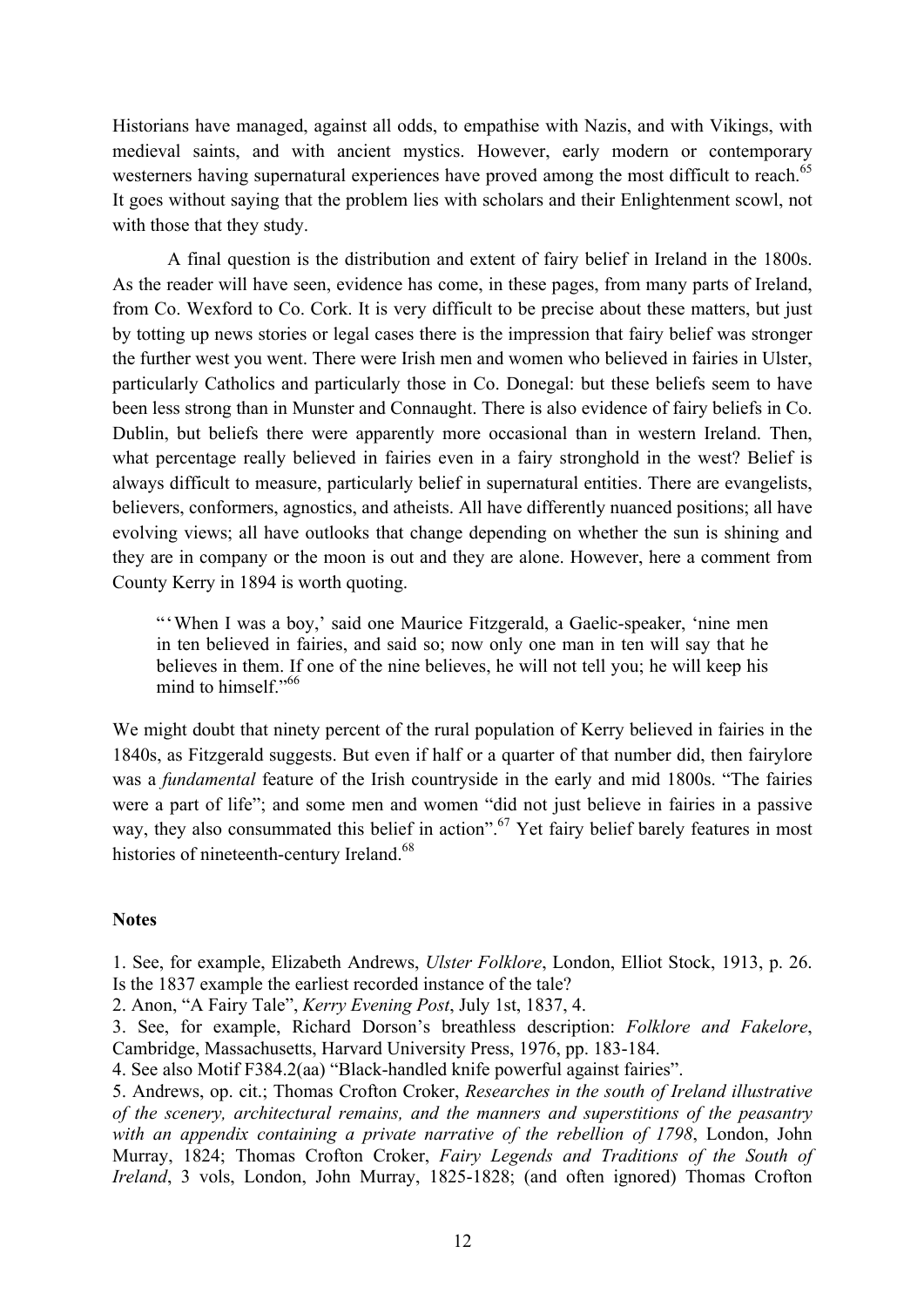Historians have managed, against all odds, to empathise with Nazis, and with Vikings, with medieval saints, and with ancient mystics. However, early modern or contemporary westerners having supernatural experiences have proved among the most difficult to reach.[65] It goes without saying that the problem lies with scholars and their Enlightenment scowl, not with those that they study.

A final question is the distribution and extent of fairy belief in Ireland in the 1800s. As the reader will have seen, evidence has come, in these pages, from many parts of Ireland, from Co. Wexford to Co. Cork. It is very difficult to be precise about these matters, but just by totting up news stories or legal cases there is the impression that fairy belief was stronger the further west you went. There were Irish men and women who believed in fairies in Ulster, particularly Catholics and particularly those in Co. Donegal: but these beliefs seem to have been less strong than in Munster and Connaught. There is also evidence of fairy beliefs in Co. Dublin, but beliefs there were apparently more occasional than in western Ireland. Then, what percentage really believed in fairies even in a fairy stronghold in the west? Belief is always difficult to measure, particularly belief in supernatural entities. There are evangelists, believers, conformers, agnostics, and atheists. All have differently nuanced positions; all have evolving views; all have outlooks that change depending on whether the sun is shining and they are in company or the moon is out and they are alone. However, here a comment from County Kerry in 1894 is worth quoting.

> "'When I was a boy,' said one Maurice Fitzgerald, a Gaelic-speaker, 'nine men in ten believed in fairies, and said so; now only one man in ten will say that he believes in them. If one of the nine believes, he will not tell you; he will keep his mind to himself."[66]

We might doubt that ninety percent of the rural population of Kerry believed in fairies in the 1840s, as Fitzgerald suggests. But even if half or a quarter of that number did, then fairylore was a *fundamental* feature of the Irish countryside in the early and mid 1800s. "The fairies were a part of life"; and some men and women "did not just believe in fairies in a passive way, they also consummated this belief in action".[67] Yet fairy belief barely features in most histories of nineteenth-century Ireland.[68]

**Notes**

1. See, for example, Elizabeth Andrews, *Ulster Folklore*, London, Elliot Stock, 1913, p. 26. Is the 1837 example the earliest recorded instance of the tale?
2. Anon, "A Fairy Tale", *Kerry Evening Post*, July 1st, 1837, 4.
3. See, for example, Richard Dorson's breathless description: *Folklore and Fakelore*, Cambridge, Massachusetts, Harvard University Press, 1976, pp. 183-184.
4. See also Motif F384.2(aa) "Black-handled knife powerful against fairies".
5. Andrews, op. cit.; Thomas Crofton Croker, *Researches in the south of Ireland illustrative of the scenery, architectural remains, and the manners and superstitions of the peasantry with an appendix containing a private narrative of the rebellion of 1798*, London, John Murray, 1824; Thomas Crofton Croker, *Fairy Legends and Traditions of the South of Ireland*, 3 vols, London, John Murray, 1825-1828; (and often ignored) Thomas Crofton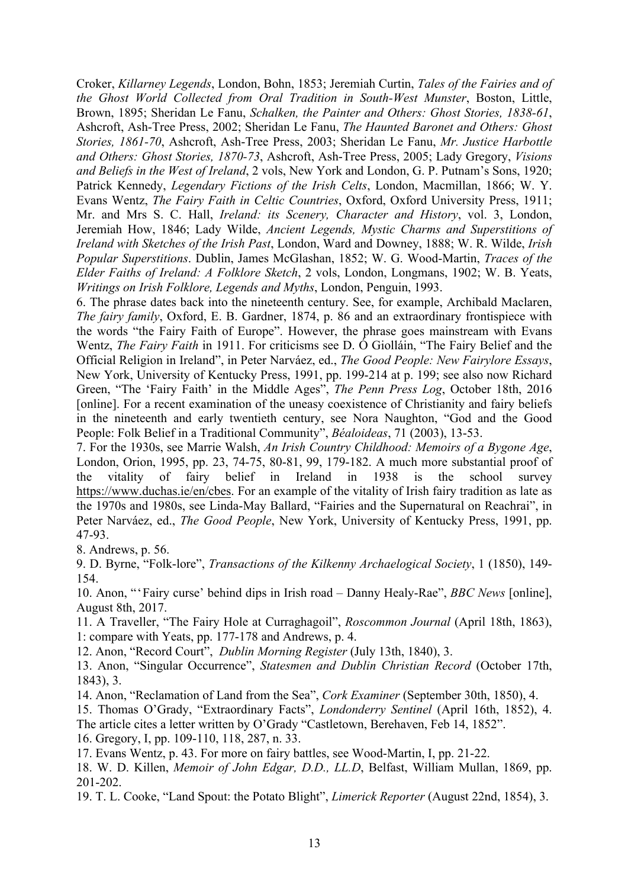Croker, *Killarney Legends*, London, Bohn, 1853; Jeremiah Curtin, *Tales of the Fairies and of the Ghost World Collected from Oral Tradition in South-West Munster*, Boston, Little, Brown, 1895; Sheridan Le Fanu, *Schalken, the Painter and Others: Ghost Stories, 1838-61*, Ashcroft, Ash-Tree Press, 2002; Sheridan Le Fanu, *The Haunted Baronet and Others: Ghost Stories, 1861-70*, Ashcroft, Ash-Tree Press, 2003; Sheridan Le Fanu, *Mr. Justice Harbottle and Others: Ghost Stories, 1870-73*, Ashcroft, Ash-Tree Press, 2005; Lady Gregory, *Visions and Beliefs in the West of Ireland*, 2 vols, New York and London, G. P. Putnam's Sons, 1920; Patrick Kennedy, *Legendary Fictions of the Irish Celts*, London, Macmillan, 1866; W. Y. Evans Wentz, *The Fairy Faith in Celtic Countries*, Oxford, Oxford University Press, 1911; Mr. and Mrs S. C. Hall, *Ireland: its Scenery, Character and History*, vol. 3, London, Jeremiah How, 1846; Lady Wilde, *Ancient Legends, Mystic Charms and Superstitions of Ireland with Sketches of the Irish Past*, London, Ward and Downey, 1888; W. R. Wilde, *Irish Popular Superstitions*. Dublin, James McGlashan, 1852; W. G. Wood-Martin, *Traces of the Elder Faiths of Ireland: A Folklore Sketch*, 2 vols, London, Longmans, 1902; W. B. Yeats, *Writings on Irish Folklore, Legends and Myths*, London, Penguin, 1993.

6. The phrase dates back into the nineteenth century. See, for example, Archibald Maclaren, *The fairy family*, Oxford, E. B. Gardner, 1874, p. 86 and an extraordinary frontispiece with the words "the Fairy Faith of Europe". However, the phrase goes mainstream with Evans Wentz, *The Fairy Faith* in 1911. For criticisms see D. Ó Giolláin, "The Fairy Belief and the Official Religion in Ireland", in Peter Narváez, ed., *The Good People: New Fairylore Essays*, New York, University of Kentucky Press, 1991, pp. 199-214 at p. 199; see also now Richard Green, "The 'Fairy Faith' in the Middle Ages", *The Penn Press Log*, October 18th, 2016 [online]. For a recent examination of the uneasy coexistence of Christianity and fairy beliefs in the nineteenth and early twentieth century, see Nora Naughton, "God and the Good People: Folk Belief in a Traditional Community", *Béaloideas*, 71 (2003), 13-53.

7. For the 1930s, see Marrie Walsh, *An Irish Country Childhood: Memoirs of a Bygone Age*, London, Orion, 1995, pp. 23, 74-75, 80-81, 99, 179-182. A much more substantial proof of the vitality of fairy belief in Ireland in 1938 is the school survey https://www.duchas.ie/en/cbes. For an example of the vitality of Irish fairy tradition as late as the 1970s and 1980s, see Linda-May Ballard, "Fairies and the Supernatural on Reachrai", in Peter Narváez, ed., *The Good People*, New York, University of Kentucky Press, 1991, pp. 47-93.

8. Andrews, p. 56.

9. D. Byrne, "Folk-lore", *Transactions of the Kilkenny Archaelogical Society*, 1 (1850), 149-154.

10. Anon, "'Fairy curse' behind dips in Irish road – Danny Healy-Rae", *BBC News* [online], August 8th, 2017.

11. A Traveller, "The Fairy Hole at Curraghagoil", *Roscommon Journal* (April 18th, 1863), 1: compare with Yeats, pp. 177-178 and Andrews, p. 4.

12. Anon, "Record Court", *Dublin Morning Register* (July 13th, 1840), 3.

13. Anon, "Singular Occurrence", *Statesmen and Dublin Christian Record* (October 17th, 1843), 3.

14. Anon, "Reclamation of Land from the Sea", *Cork Examiner* (September 30th, 1850), 4.

15. Thomas O'Grady, "Extraordinary Facts", *Londonderry Sentinel* (April 16th, 1852), 4. The article cites a letter written by O'Grady "Castletown, Berehaven, Feb 14, 1852".

16. Gregory, I, pp. 109-110, 118, 287, n. 33.

17. Evans Wentz, p. 43. For more on fairy battles, see Wood-Martin, I, pp. 21-22.

18. W. D. Killen, *Memoir of John Edgar, D.D., LL.D*, Belfast, William Mullan, 1869, pp. 201-202.

19. T. L. Cooke, "Land Spout: the Potato Blight", *Limerick Reporter* (August 22nd, 1854), 3.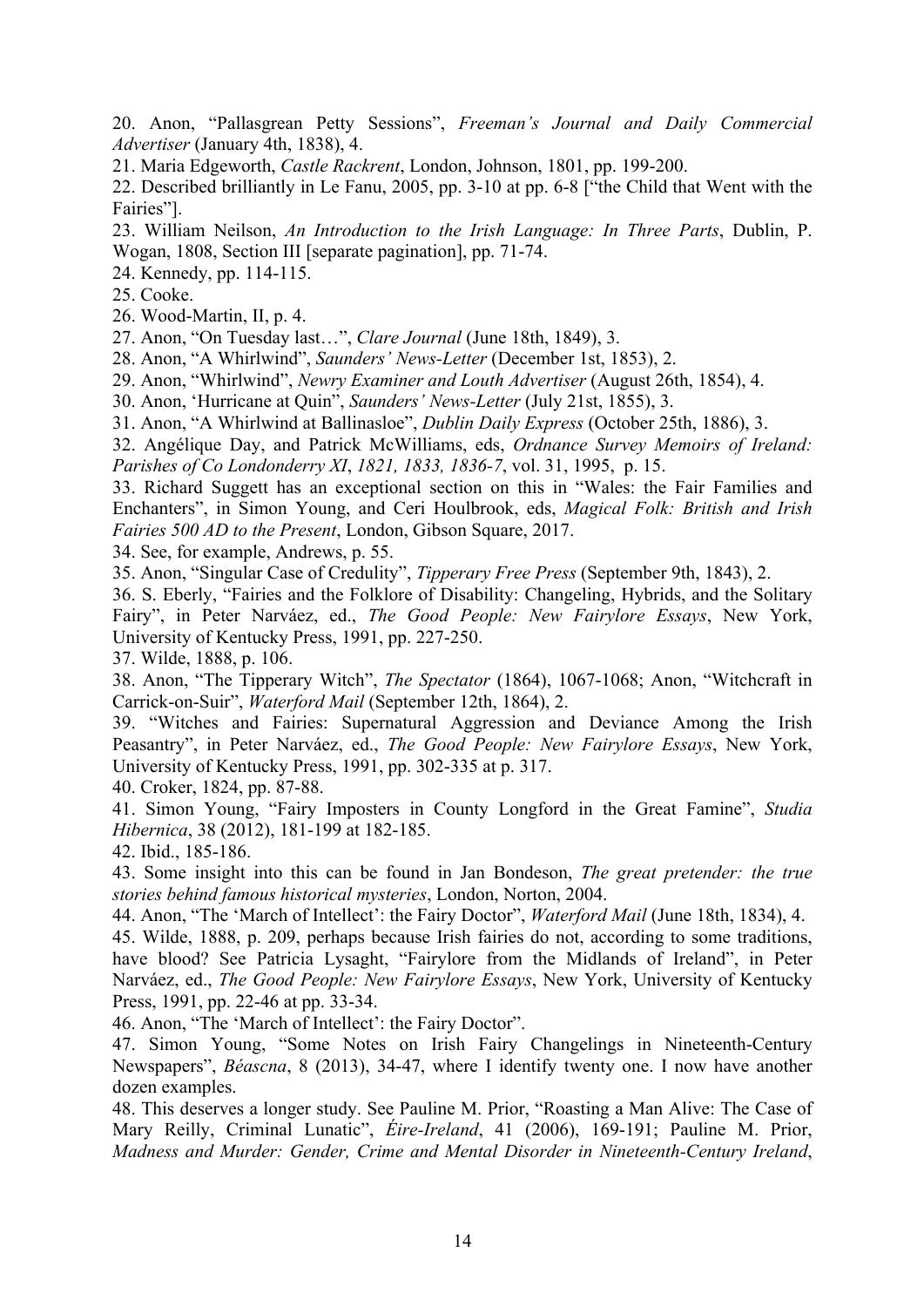20. Anon, “Pallasgrean Petty Sessions”, *Freeman’s Journal and Daily Commercial Advertiser* (January 4th, 1838), 4.

21. Maria Edgeworth, *Castle Rackrent*, London, Johnson, 1801, pp. 199-200.

22. Described brilliantly in Le Fanu, 2005, pp. 3-10 at pp. 6-8 [“the Child that Went with the Fairies”].

23. William Neilson, *An Introduction to the Irish Language: In Three Parts*, Dublin, P. Wogan, 1808, Section III [separate pagination], pp. 71-74.

24. Kennedy, pp. 114-115.

25. Cooke.

26. Wood-Martin, II, p. 4.

27. Anon, “On Tuesday last…”, *Clare Journal* (June 18th, 1849), 3.

28. Anon, “A Whirlwind”, *Saunders’ News-Letter* (December 1st, 1853), 2.

29. Anon, “Whirlwind”, *Newry Examiner and Louth Advertiser* (August 26th, 1854), 4.

30. Anon, ‘Hurricane at Quin”, *Saunders’ News-Letter* (July 21st, 1855), 3.

31. Anon, “A Whirlwind at Ballinasloe”, *Dublin Daily Express* (October 25th, 1886), 3.

32. Angélique Day, and Patrick McWilliams, eds, *Ordnance Survey Memoirs of Ireland: Parishes of Co Londonderry XI*, *1821, 1833, 1836-7*, vol. 31, 1995, p. 15.

33. Richard Suggett has an exceptional section on this in “Wales: the Fair Families and Enchanters”, in Simon Young, and Ceri Houlbrook, eds, *Magical Folk: British and Irish Fairies 500 AD to the Present*, London, Gibson Square, 2017.

34. See, for example, Andrews, p. 55.

35. Anon, “Singular Case of Credulity”, *Tipperary Free Press* (September 9th, 1843), 2.

36. S. Eberly, “Fairies and the Folklore of Disability: Changeling, Hybrids, and the Solitary Fairy”, in Peter Narváez, ed., *The Good People: New Fairylore Essays*, New York, University of Kentucky Press, 1991, pp. 227-250.

37. Wilde, 1888, p. 106.

38. Anon, “The Tipperary Witch”, *The Spectator* (1864), 1067-1068; Anon, “Witchcraft in Carrick-on-Suir”, *Waterford Mail* (September 12th, 1864), 2.

39. “Witches and Fairies: Supernatural Aggression and Deviance Among the Irish Peasantry”, in Peter Narváez, ed., *The Good People: New Fairylore Essays*, New York, University of Kentucky Press, 1991, pp. 302-335 at p. 317.

40. Croker, 1824, pp. 87-88.

41. Simon Young, “Fairy Imposters in County Longford in the Great Famine”, *Studia Hibernica*, 38 (2012), 181-199 at 182-185.

42. Ibid., 185-186.

43. Some insight into this can be found in Jan Bondeson, *The great pretender: the true stories behind famous historical mysteries*, London, Norton, 2004.

44. Anon, “The ‘March of Intellect’: the Fairy Doctor”, *Waterford Mail* (June 18th, 1834), 4.

45. Wilde, 1888, p. 209, perhaps because Irish fairies do not, according to some traditions, have blood? See Patricia Lysaght, “Fairylore from the Midlands of Ireland”, in Peter Narváez, ed., *The Good People: New Fairylore Essays*, New York, University of Kentucky Press, 1991, pp. 22-46 at pp. 33-34.

46. Anon, “The ‘March of Intellect’: the Fairy Doctor”.

47. Simon Young, “Some Notes on Irish Fairy Changelings in Nineteenth-Century Newspapers”, *Béascna*, 8 (2013), 34-47, where I identify twenty one. I now have another dozen examples.

48. This deserves a longer study. See Pauline M. Prior, “Roasting a Man Alive: The Case of Mary Reilly, Criminal Lunatic”, *Éire-Ireland*, 41 (2006), 169-191; Pauline M. Prior, *Madness and Murder: Gender, Crime and Mental Disorder in Nineteenth-Century Ireland*,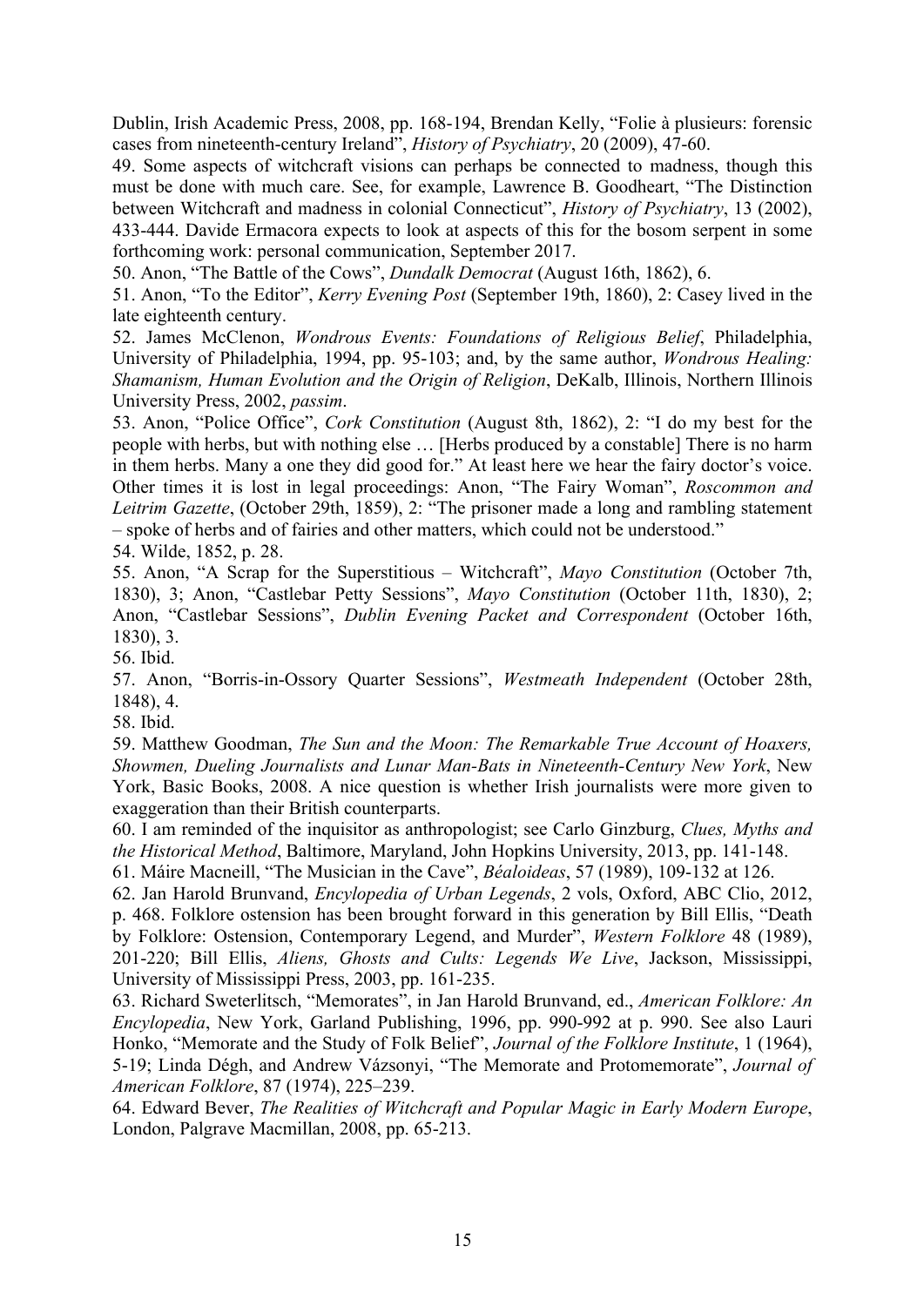Dublin, Irish Academic Press, 2008, pp. 168-194, Brendan Kelly, "Folie à plusieurs: forensic cases from nineteenth-century Ireland", *History of Psychiatry*, 20 (2009), 47-60.

49. Some aspects of witchcraft visions can perhaps be connected to madness, though this must be done with much care. See, for example, Lawrence B. Goodheart, "The Distinction between Witchcraft and madness in colonial Connecticut", *History of Psychiatry*, 13 (2002), 433-444. Davide Ermacora expects to look at aspects of this for the bosom serpent in some forthcoming work: personal communication, September 2017.

50. Anon, "The Battle of the Cows", *Dundalk Democrat* (August 16th, 1862), 6.

51. Anon, "To the Editor", *Kerry Evening Post* (September 19th, 1860), 2: Casey lived in the late eighteenth century.

52. James McClenon, *Wondrous Events: Foundations of Religious Belief*, Philadelphia, University of Philadelphia, 1994, pp. 95-103; and, by the same author, *Wondrous Healing: Shamanism, Human Evolution and the Origin of Religion*, DeKalb, Illinois, Northern Illinois University Press, 2002, *passim*.

53. Anon, "Police Office", *Cork Constitution* (August 8th, 1862), 2: "I do my best for the people with herbs, but with nothing else … [Herbs produced by a constable] There is no harm in them herbs. Many a one they did good for." At least here we hear the fairy doctor's voice. Other times it is lost in legal proceedings: Anon, "The Fairy Woman", *Roscommon and Leitrim Gazette*, (October 29th, 1859), 2: "The prisoner made a long and rambling statement – spoke of herbs and of fairies and other matters, which could not be understood."

54. Wilde, 1852, p. 28.

55. Anon, "A Scrap for the Superstitious – Witchcraft", *Mayo Constitution* (October 7th, 1830), 3; Anon, "Castlebar Petty Sessions", *Mayo Constitution* (October 11th, 1830), 2; Anon, "Castlebar Sessions", *Dublin Evening Packet and Correspondent* (October 16th, 1830), 3.

56. Ibid.

57. Anon, "Borris-in-Ossory Quarter Sessions", *Westmeath Independent* (October 28th, 1848), 4.

58. Ibid.

59. Matthew Goodman, *The Sun and the Moon: The Remarkable True Account of Hoaxers, Showmen, Dueling Journalists and Lunar Man-Bats in Nineteenth-Century New York*, New York, Basic Books, 2008. A nice question is whether Irish journalists were more given to exaggeration than their British counterparts.

60. I am reminded of the inquisitor as anthropologist; see Carlo Ginzburg, *Clues, Myths and the Historical Method*, Baltimore, Maryland, John Hopkins University, 2013, pp. 141-148.

61. Máire Macneill, "The Musician in the Cave", *Béaloideas*, 57 (1989), 109-132 at 126.

62. Jan Harold Brunvand, *Encylopedia of Urban Legends*, 2 vols, Oxford, ABC Clio, 2012, p. 468. Folklore ostension has been brought forward in this generation by Bill Ellis, "Death by Folklore: Ostension, Contemporary Legend, and Murder", *Western Folklore* 48 (1989), 201-220; Bill Ellis, *Aliens, Ghosts and Cults: Legends We Live*, Jackson, Mississippi, University of Mississippi Press, 2003, pp. 161-235.

63. Richard Sweterlitsch, "Memorates", in Jan Harold Brunvand, ed., *American Folklore: An Encylopedia*, New York, Garland Publishing, 1996, pp. 990-992 at p. 990. See also Lauri Honko, "Memorate and the Study of Folk Belief", *Journal of the Folklore Institute*, 1 (1964), 5-19; Linda Dégh, and Andrew Vázsonyi, "The Memorate and Protomemorate", *Journal of American Folklore*, 87 (1974), 225–239.

64. Edward Bever, *The Realities of Witchcraft and Popular Magic in Early Modern Europe*, London, Palgrave Macmillan, 2008, pp. 65-213.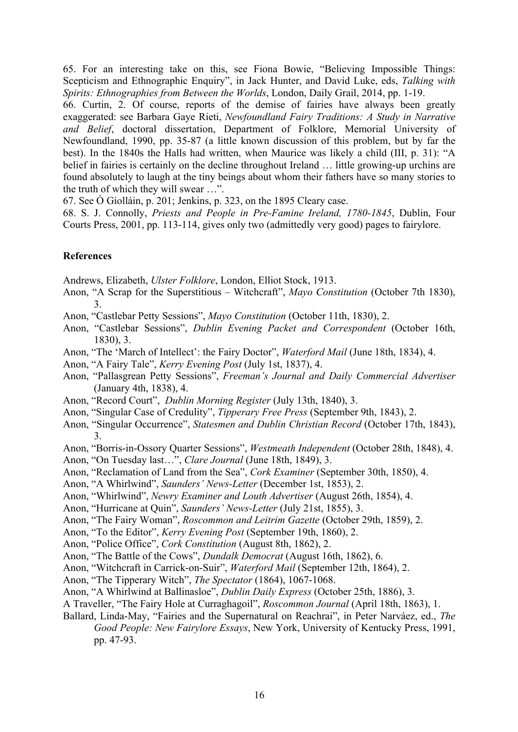65. For an interesting take on this, see Fiona Bowie, "Believing Impossible Things: Scepticism and Ethnographic Enquiry", in Jack Hunter, and David Luke, eds, *Talking with Spirits: Ethnographies from Between the Worlds*, London, Daily Grail, 2014, pp. 1-19.

66. Curtin, 2. Of course, reports of the demise of fairies have always been greatly exaggerated: see Barbara Gaye Rieti, *Newfoundland Fairy Traditions: A Study in Narrative and Belief*, doctoral dissertation, Department of Folklore, Memorial University of Newfoundland, 1990, pp. 35-87 (a little known discussion of this problem, but by far the best). In the 1840s the Halls had written, when Maurice was likely a child (III, p. 31): "A belief in fairies is certainly on the decline throughout Ireland … little growing-up urchins are found absolutely to laugh at the tiny beings about whom their fathers have so many stories to the truth of which they will swear …".

67. See Ó Giolláin, p. 201; Jenkins, p. 323, on the 1895 Cleary case.

68. S. J. Connolly, *Priests and People in Pre-Famine Ireland, 1780-1845*, Dublin, Four Courts Press, 2001, pp. 113-114, gives only two (admittedly very good) pages to fairylore.

## References

Andrews, Elizabeth, *Ulster Folklore*, London, Elliot Stock, 1913.

Anon, "A Scrap for the Superstitious – Witchcraft", *Mayo Constitution* (October 7th 1830), 3.

Anon, "Castlebar Petty Sessions", *Mayo Constitution* (October 11th, 1830), 2.

Anon, "Castlebar Sessions", *Dublin Evening Packet and Correspondent* (October 16th, 1830), 3.

Anon, "The 'March of Intellect': the Fairy Doctor", *Waterford Mail* (June 18th, 1834), 4.

Anon, "A Fairy Tale", *Kerry Evening Post* (July 1st, 1837), 4.

Anon, "Pallasgrean Petty Sessions", *Freeman's Journal and Daily Commercial Advertiser* (January 4th, 1838), 4.

Anon, "Record Court", *Dublin Morning Register* (July 13th, 1840), 3.

Anon, "Singular Case of Credulity", *Tipperary Free Press* (September 9th, 1843), 2.

Anon, "Singular Occurrence", *Statesmen and Dublin Christian Record* (October 17th, 1843), 3.

Anon, "Borris-in-Ossory Quarter Sessions", *Westmeath Independent* (October 28th, 1848), 4.

Anon, "On Tuesday last…", *Clare Journal* (June 18th, 1849), 3.

Anon, "Reclamation of Land from the Sea", *Cork Examiner* (September 30th, 1850), 4.

Anon, "A Whirlwind", *Saunders' News-Letter* (December 1st, 1853), 2.

Anon, "Whirlwind", *Newry Examiner and Louth Advertiser* (August 26th, 1854), 4.

Anon, "Hurricane at Quin", *Saunders' News-Letter* (July 21st, 1855), 3.

Anon, "The Fairy Woman", *Roscommon and Leitrim Gazette* (October 29th, 1859), 2.

Anon, "To the Editor", *Kerry Evening Post* (September 19th, 1860), 2.

Anon, "Police Office", *Cork Constitution* (August 8th, 1862), 2.

Anon, "The Battle of the Cows", *Dundalk Democrat* (August 16th, 1862), 6.

Anon, "Witchcraft in Carrick-on-Suir", *Waterford Mail* (September 12th, 1864), 2.

Anon, "The Tipperary Witch", *The Spectator* (1864), 1067-1068.

Anon, "A Whirlwind at Ballinasloe", *Dublin Daily Express* (October 25th, 1886), 3.

A Traveller, "The Fairy Hole at Curraghagoil", *Roscommon Journal* (April 18th, 1863), 1.

Ballard, Linda-May, "Fairies and the Supernatural on Reachrai", in Peter Narváez, ed., *The Good People: New Fairylore Essays*, New York, University of Kentucky Press, 1991, pp. 47-93.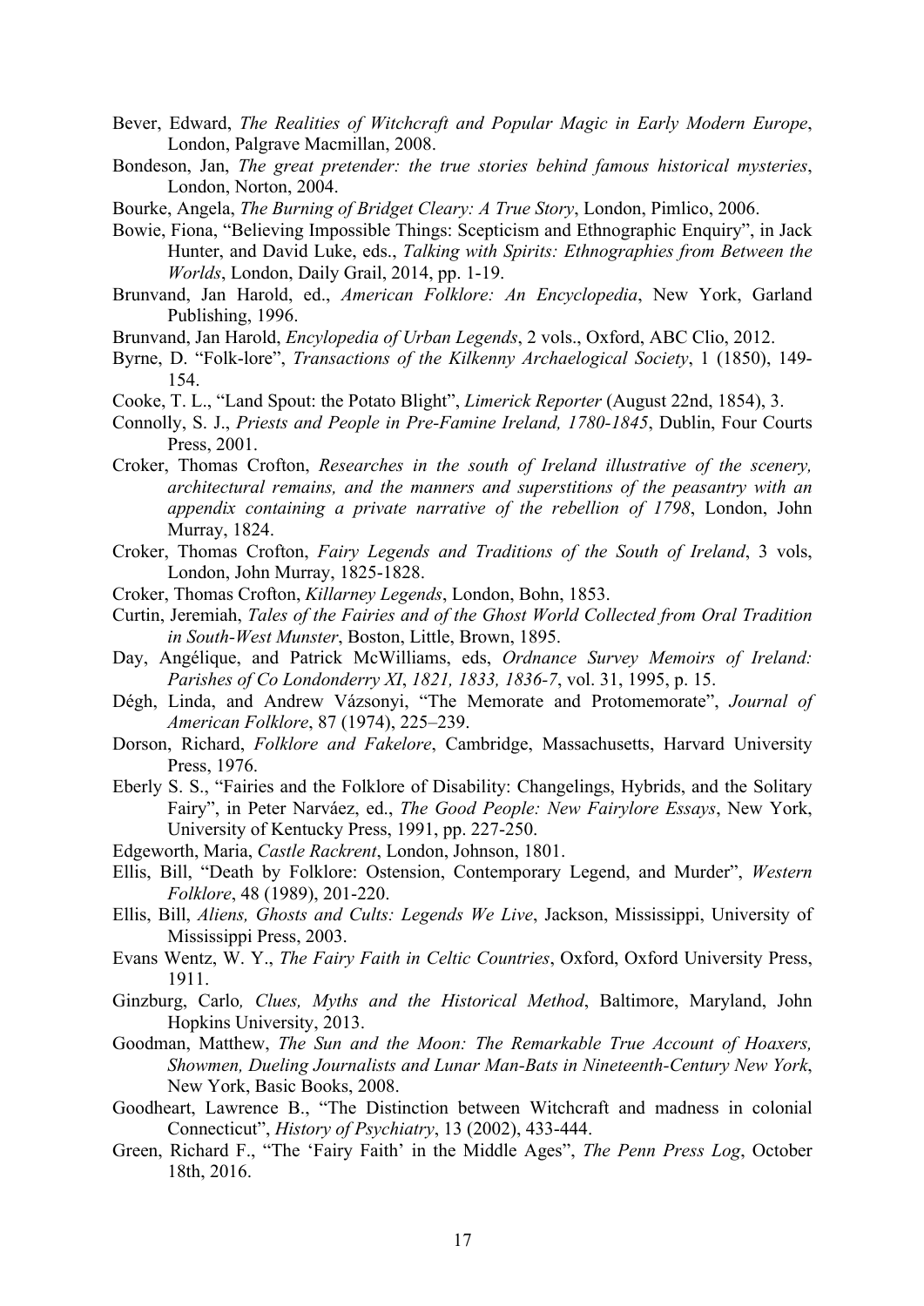Bever, Edward, *The Realities of Witchcraft and Popular Magic in Early Modern Europe*, London, Palgrave Macmillan, 2008.

Bondeson, Jan, *The great pretender: the true stories behind famous historical mysteries*, London, Norton, 2004.

Bourke, Angela, *The Burning of Bridget Cleary: A True Story*, London, Pimlico, 2006.

Bowie, Fiona, "Believing Impossible Things: Scepticism and Ethnographic Enquiry", in Jack Hunter, and David Luke, eds., *Talking with Spirits: Ethnographies from Between the Worlds*, London, Daily Grail, 2014, pp. 1-19.

Brunvand, Jan Harold, ed., *American Folklore: An Encyclopedia*, New York, Garland Publishing, 1996.

Brunvand, Jan Harold, *Encylopedia of Urban Legends*, 2 vols., Oxford, ABC Clio, 2012.

Byrne, D. "Folk-lore", *Transactions of the Kilkenny Archaeological Society*, 1 (1850), 149-154.

Cooke, T. L., "Land Spout: the Potato Blight", *Limerick Reporter* (August 22nd, 1854), 3.

Connolly, S. J., *Priests and People in Pre-Famine Ireland, 1780-1845*, Dublin, Four Courts Press, 2001.

Croker, Thomas Crofton, *Researches in the south of Ireland illustrative of the scenery, architectural remains, and the manners and superstitions of the peasantry with an appendix containing a private narrative of the rebellion of 1798*, London, John Murray, 1824.

Croker, Thomas Crofton, *Fairy Legends and Traditions of the South of Ireland*, 3 vols, London, John Murray, 1825-1828.

Croker, Thomas Crofton, *Killarney Legends*, London, Bohn, 1853.

Curtin, Jeremiah, *Tales of the Fairies and of the Ghost World Collected from Oral Tradition in South-West Munster*, Boston, Little, Brown, 1895.

Day, Angélique, and Patrick McWilliams, eds, *Ordnance Survey Memoirs of Ireland: Parishes of Co Londonderry XI*, *1821, 1833, 1836-7*, vol. 31, 1995, p. 15.

Dégh, Linda, and Andrew Vázsonyi, "The Memorate and Protomemorate", *Journal of American Folklore*, 87 (1974), 225–239.

Dorson, Richard, *Folklore and Fakelore*, Cambridge, Massachusetts, Harvard University Press, 1976.

Eberly S. S., "Fairies and the Folklore of Disability: Changelings, Hybrids, and the Solitary Fairy", in Peter Narváez, ed., *The Good People: New Fairylore Essays*, New York, University of Kentucky Press, 1991, pp. 227-250.

Edgeworth, Maria, *Castle Rackrent*, London, Johnson, 1801.

Ellis, Bill, "Death by Folklore: Ostension, Contemporary Legend, and Murder", *Western Folklore*, 48 (1989), 201-220.

Ellis, Bill, *Aliens, Ghosts and Cults: Legends We Live*, Jackson, Mississippi, University of Mississippi Press, 2003.

Evans Wentz, W. Y., *The Fairy Faith in Celtic Countries*, Oxford, Oxford University Press, 1911.

Ginzburg, Carlo*, Clues, Myths and the Historical Method*, Baltimore, Maryland, John Hopkins University, 2013.

Goodman, Matthew, *The Sun and the Moon: The Remarkable True Account of Hoaxers, Showmen, Dueling Journalists and Lunar Man-Bats in Nineteenth-Century New York*, New York, Basic Books, 2008.

Goodheart, Lawrence B., "The Distinction between Witchcraft and madness in colonial Connecticut", *History of Psychiatry*, 13 (2002), 433-444.

Green, Richard F., "The 'Fairy Faith' in the Middle Ages", *The Penn Press Log*, October 18th, 2016.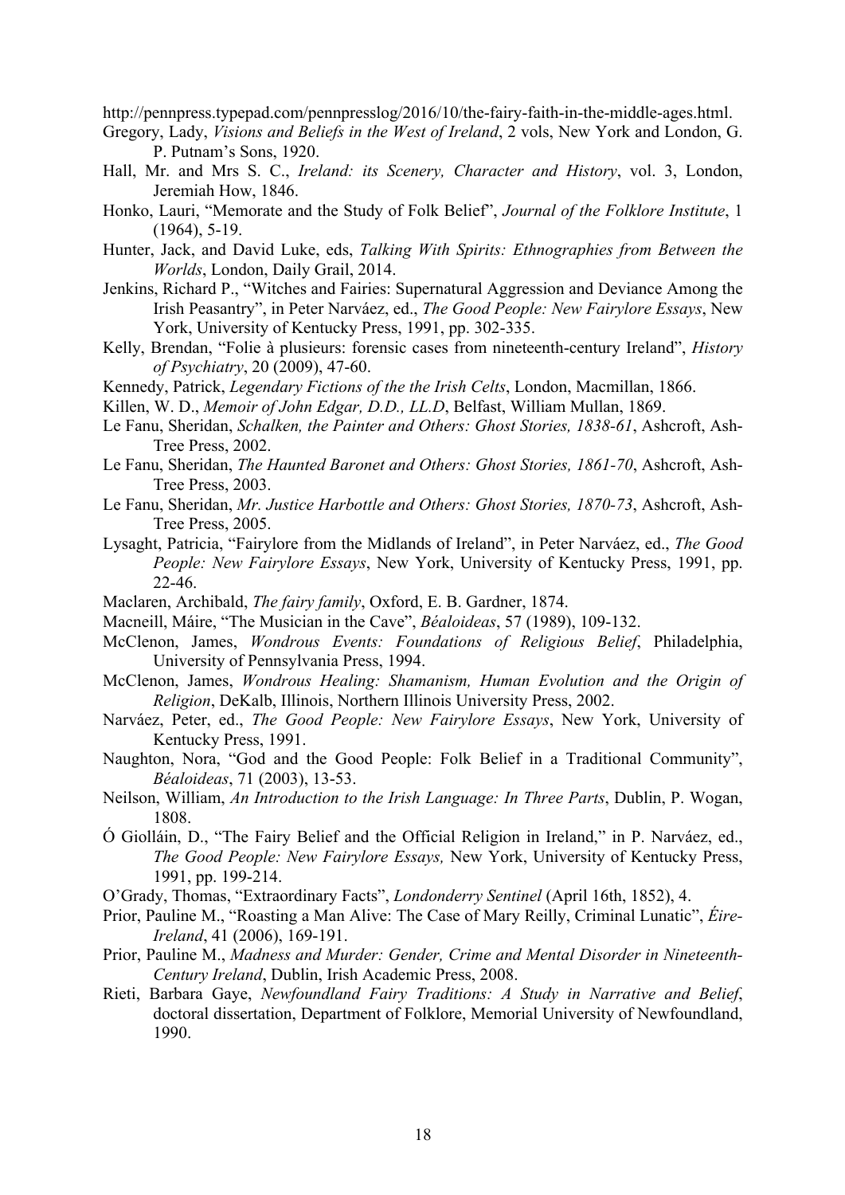http://pennpress.typepad.com/pennpresslog/2016/10/the-fairy-faith-in-the-middle-ages.html.

Gregory, Lady, *Visions and Beliefs in the West of Ireland*, 2 vols, New York and London, G. P. Putnam's Sons, 1920.

Hall, Mr. and Mrs S. C., *Ireland: its Scenery, Character and History*, vol. 3, London, Jeremiah How, 1846.

Honko, Lauri, "Memorate and the Study of Folk Belief", *Journal of the Folklore Institute*, 1 (1964), 5-19.

Hunter, Jack, and David Luke, eds, *Talking With Spirits: Ethnographies from Between the Worlds*, London, Daily Grail, 2014.

Jenkins, Richard P., "Witches and Fairies: Supernatural Aggression and Deviance Among the Irish Peasantry", in Peter Narváez, ed., *The Good People: New Fairylore Essays*, New York, University of Kentucky Press, 1991, pp. 302-335.

Kelly, Brendan, "Folie à plusieurs: forensic cases from nineteenth-century Ireland", *History of Psychiatry*, 20 (2009), 47-60.

Kennedy, Patrick, *Legendary Fictions of the the Irish Celts*, London, Macmillan, 1866.

Killen, W. D., *Memoir of John Edgar, D.D., LL.D*, Belfast, William Mullan, 1869.

Le Fanu, Sheridan, *Schalken, the Painter and Others: Ghost Stories, 1838-61*, Ashcroft, Ash-Tree Press, 2002.

Le Fanu, Sheridan, *The Haunted Baronet and Others: Ghost Stories, 1861-70*, Ashcroft, Ash-Tree Press, 2003.

Le Fanu, Sheridan, *Mr. Justice Harbottle and Others: Ghost Stories, 1870-73*, Ashcroft, Ash-Tree Press, 2005.

Lysaght, Patricia, "Fairylore from the Midlands of Ireland", in Peter Narváez, ed., *The Good People: New Fairylore Essays*, New York, University of Kentucky Press, 1991, pp. 22-46.

Maclaren, Archibald, *The fairy family*, Oxford, E. B. Gardner, 1874.

Macneill, Máire, "The Musician in the Cave", *Béaloideas*, 57 (1989), 109-132.

McClenon, James, *Wondrous Events: Foundations of Religious Belief*, Philadelphia, University of Pennsylvania Press, 1994.

McClenon, James, *Wondrous Healing: Shamanism, Human Evolution and the Origin of Religion*, DeKalb, Illinois, Northern Illinois University Press, 2002.

Narváez, Peter, ed., *The Good People: New Fairylore Essays*, New York, University of Kentucky Press, 1991.

Naughton, Nora, "God and the Good People: Folk Belief in a Traditional Community", *Béaloideas*, 71 (2003), 13-53.

Neilson, William, *An Introduction to the Irish Language: In Three Parts*, Dublin, P. Wogan, 1808.

Ó Giolláin, D., "The Fairy Belief and the Official Religion in Ireland," in P. Narváez, ed., *The Good People: New Fairylore Essays,* New York, University of Kentucky Press, 1991, pp. 199-214.

O'Grady, Thomas, "Extraordinary Facts", *Londonderry Sentinel* (April 16th, 1852), 4.

Prior, Pauline M., "Roasting a Man Alive: The Case of Mary Reilly, Criminal Lunatic", *Éire-Ireland*, 41 (2006), 169-191.

Prior, Pauline M., *Madness and Murder: Gender, Crime and Mental Disorder in Nineteenth-Century Ireland*, Dublin, Irish Academic Press, 2008.

Rieti, Barbara Gaye, *Newfoundland Fairy Traditions: A Study in Narrative and Belief*, doctoral dissertation, Department of Folklore, Memorial University of Newfoundland, 1990.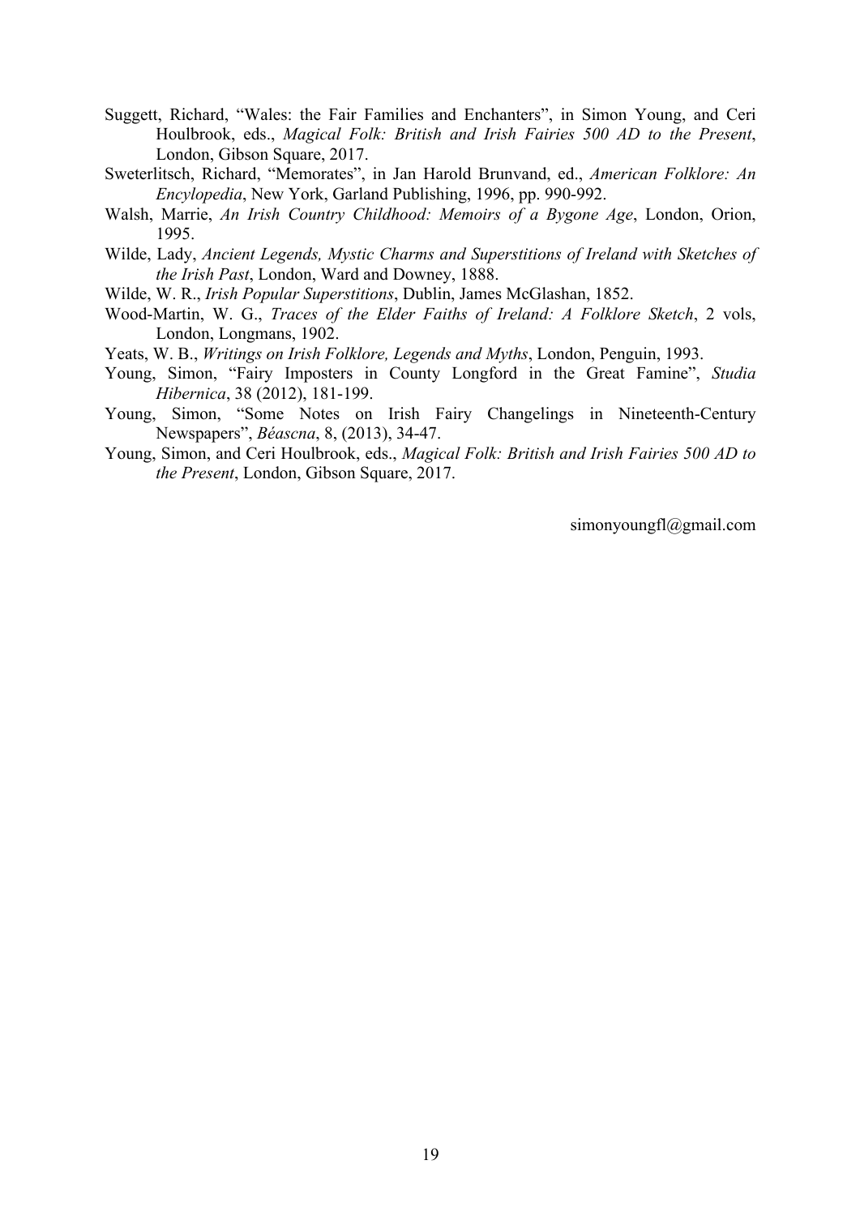Suggett, Richard, "Wales: the Fair Families and Enchanters", in Simon Young, and Ceri Houlbrook, eds., *Magical Folk: British and Irish Fairies 500 AD to the Present*, London, Gibson Square, 2017.

Sweterlitsch, Richard, "Memorates", in Jan Harold Brunvand, ed., *American Folklore: An Encylopedia*, New York, Garland Publishing, 1996, pp. 990-992.

Walsh, Marrie, *An Irish Country Childhood: Memoirs of a Bygone Age*, London, Orion, 1995.

Wilde, Lady, *Ancient Legends, Mystic Charms and Superstitions of Ireland with Sketches of the Irish Past*, London, Ward and Downey, 1888.

Wilde, W. R., *Irish Popular Superstitions*, Dublin, James McGlashan, 1852.

Wood-Martin, W. G., *Traces of the Elder Faiths of Ireland: A Folklore Sketch*, 2 vols, London, Longmans, 1902.

Yeats, W. B., *Writings on Irish Folklore, Legends and Myths*, London, Penguin, 1993.

Young, Simon, "Fairy Imposters in County Longford in the Great Famine", *Studia Hibernica*, 38 (2012), 181-199.

Young, Simon, "Some Notes on Irish Fairy Changelings in Nineteenth-Century Newspapers", *Béascna*, 8, (2013), 34-47.

Young, Simon, and Ceri Houlbrook, eds., *Magical Folk: British and Irish Fairies 500 AD to the Present*, London, Gibson Square, 2017.

simonyoungfl@gmail.com